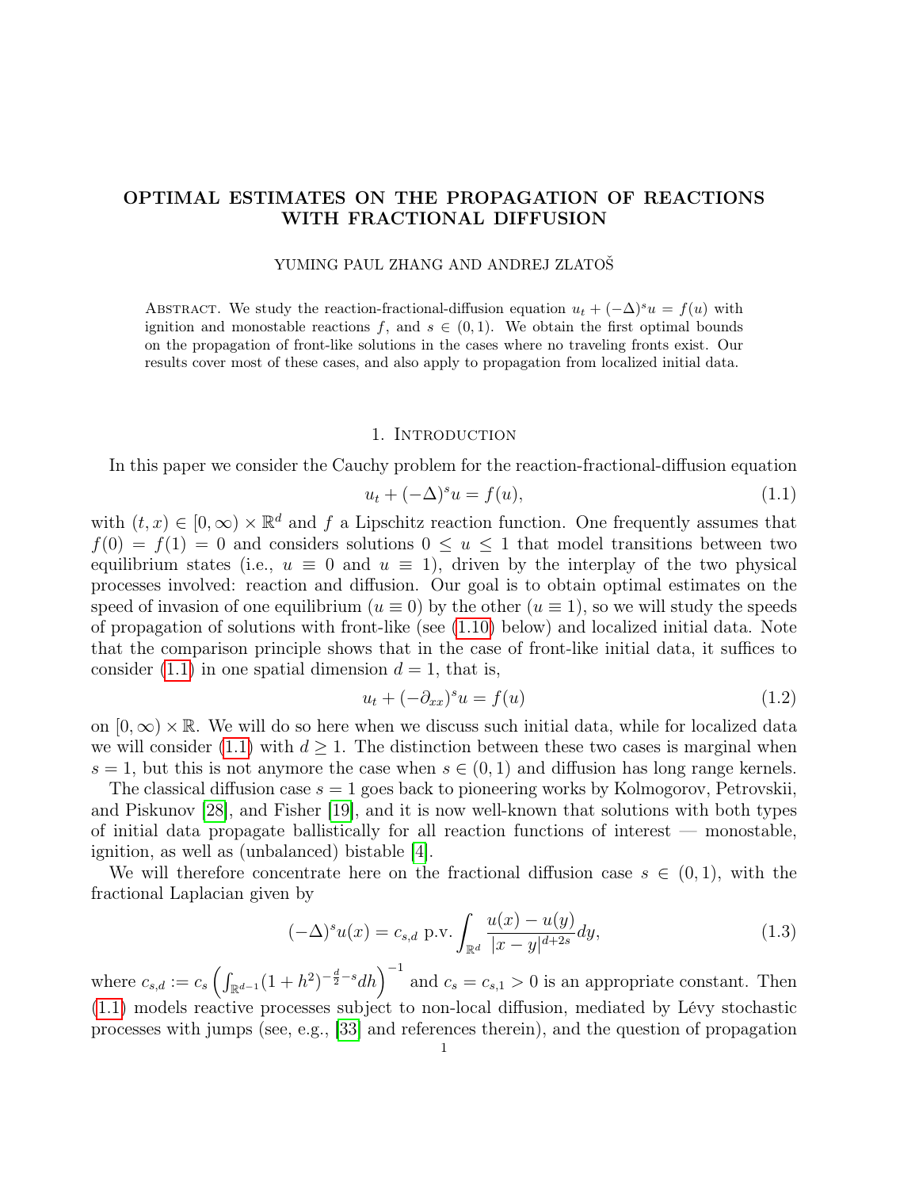# OPTIMAL ESTIMATES ON THE PROPAGATION OF REACTIONS WITH FRACTIONAL DIFFUSION

YUMING PAUL ZHANG AND ANDREJ ZLATOŠ

Abstract. We study the reaction-fractional-diffusion equation $u_t + (-\Delta)^s u = f(u)$ with ignition and monostable reactions $f$, and $s \in (0,1)$. We obtain the first optimal bounds on the propagation of front-like solutions in the cases where no traveling fronts exist. Our results cover most of these cases, and also apply to propagation from localized initial data.

## 1. Introduction

In this paper we consider the Cauchy problem for the reaction-fractional-diffusion equation

$$u_t + (-\Delta)^s u = f(u), \tag{1.1}$$

with $(t,x) \in [0,\infty) \times \mathbb{R}^d$ and $f$ a Lipschitz reaction function. One frequently assumes that $f(0) = f(1) = 0$ and considers solutions $0 \le u \le 1$ that model transitions between two equilibrium states (i.e., $u \equiv 0$ and $u \equiv 1$), driven by the interplay of the two physical processes involved: reaction and diffusion. Our goal is to obtain optimal estimates on the speed of invasion of one equilibrium ($u \equiv 0$) by the other ($u \equiv 1$), so we will study the speeds of propagation of solutions with front-like (see (1.10) below) and localized initial data. Note that the comparison principle shows that in the case of front-like initial data, it suffices to consider (1.1) in one spatial dimension $d = 1$, that is,

$$u_t + (-\partial_{xx})^s u = f(u) \tag{1.2}$$

on $[0,\infty) \times \mathbb{R}$. We will do so here when we discuss such initial data, while for localized data we will consider (1.1) with $d \ge 1$. The distinction between these two cases is marginal when $s = 1$, but this is not anymore the case when $s \in (0,1)$ and diffusion has long range kernels.

The classical diffusion case $s = 1$ goes back to pioneering works by Kolmogorov, Petrovskii, and Piskunov [28], and Fisher [19], and it is now well-known that solutions with both types of initial data propagate ballistically for all reaction functions of interest — monostable, ignition, as well as (unbalanced) bistable [4].

We will therefore concentrate here on the fractional diffusion case $s \in (0,1)$, with the fractional Laplacian given by

$$(-\Delta)^s u(x) = c_{s,d} \text{ p.v.} \int_{\mathbb{R}^d} \frac{u(x) - u(y)}{|x-y|^{d+2s}} dy, \tag{1.3}$$

where $c_{s,d} := c_s \left( \int_{\mathbb{R}^{d-1}} (1+h^2)^{-\frac{d}{2}-s} dh \right)^{-1}$ and $c_s = c_{s,1} > 0$ is an appropriate constant. Then (1.1) models reactive processes subject to non-local diffusion, mediated by Lévy stochastic processes with jumps (see, e.g., [33] and references therein), and the question of propagation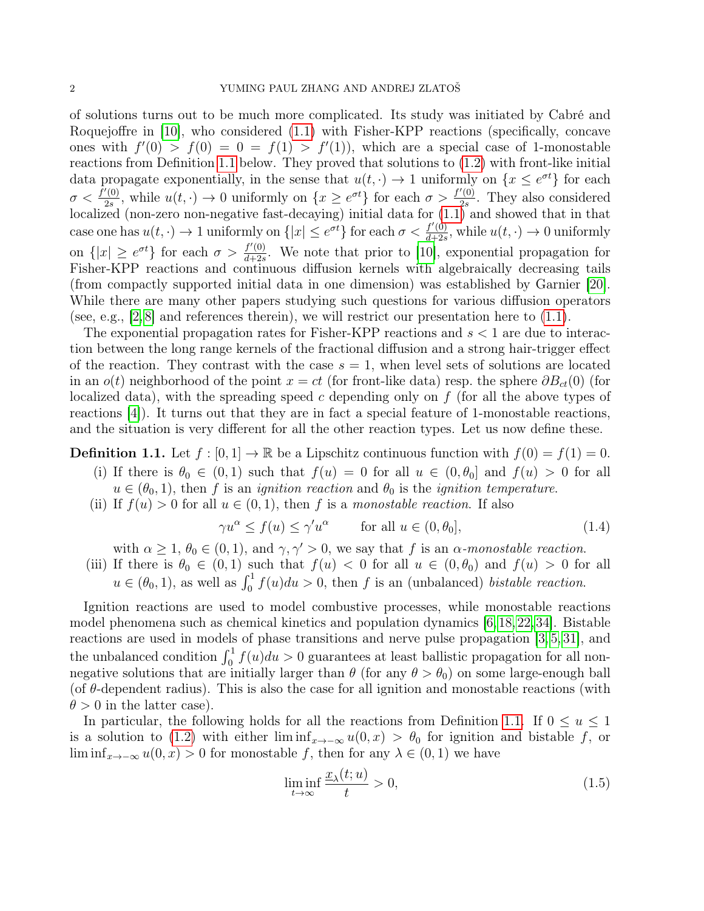of solutions turns out to be much more complicated. Its study was initiated by Cabré and Roquejoffre in [10], who considered (1.1) with Fisher-KPP reactions (specifically, concave ones with $f'(0) > f(0) = 0 = f(1) > f'(1)$), which are a special case of 1-monostable reactions from Definition 1.1 below. They proved that solutions to (1.2) with front-like initial data propagate exponentially, in the sense that $u(t, \cdot) \to 1$ uniformly on $\{x \leq e^{\sigma t}\}$ for each $\sigma < \frac{f'(0)}{2s}$, while $u(t, \cdot) \to 0$ uniformly on $\{x \geq e^{\sigma t}\}$ for each $\sigma > \frac{f'(0)}{2s}$. They also considered localized (non-zero non-negative fast-decaying) initial data for (1.1) and showed that in that case one has $u(t, \cdot) \to 1$ uniformly on $\{|x| \leq e^{\sigma t}\}$ for each $\sigma < \frac{f'(0)}{d+2s}$, while $u(t, \cdot) \to 0$ uniformly on $\{|x| \geq e^{\sigma t}\}$ for each $\sigma > \frac{f'(0)}{d+2s}$. We note that prior to [10], exponential propagation for Fisher-KPP reactions and continuous diffusion kernels with algebraically decreasing tails (from compactly supported initial data in one dimension) was established by Garnier [20]. While there are many other papers studying such questions for various diffusion operators (see, e.g., [2, 8] and references therein), we will restrict our presentation here to (1.1).

The exponential propagation rates for Fisher-KPP reactions and $s < 1$ are due to interaction between the long range kernels of the fractional diffusion and a strong hair-trigger effect of the reaction. They contrast with the case $s = 1$, when level sets of solutions are located in an $o(t)$ neighborhood of the point $x = ct$ (for front-like data) resp. the sphere $\partial B_{ct}(0)$ (for localized data), with the spreading speed $c$ depending only on $f$ (for all the above types of reactions [4]). It turns out that they are in fact a special feature of 1-monostable reactions, and the situation is very different for all the other reaction types. Let us now define these.

**Definition 1.1.** Let $f : [0, 1] \to \mathbb{R}$ be a Lipschitz continuous function with $f(0) = f(1) = 0$.

(i) If there is $\theta_0 \in (0, 1)$ such that $f(u) = 0$ for all $u \in (0, \theta_0]$ and $f(u) > 0$ for all $u \in (\theta_0, 1)$, then $f$ is an *ignition reaction* and $\theta_0$ is the *ignition temperature*.

(ii) If $f(u) > 0$ for all $u \in (0, 1)$, then $f$ is a *monostable reaction*. If also
$$\gamma u^\alpha \leq f(u) \leq \gamma' u^\alpha \qquad \text{for all } u \in (0, \theta_0], \tag{1.4}$$
with $\alpha \geq 1$, $\theta_0 \in (0, 1)$, and $\gamma, \gamma' > 0$, we say that $f$ is an *$\alpha$-monostable reaction*.

(iii) If there is $\theta_0 \in (0, 1)$ such that $f(u) < 0$ for all $u \in (0, \theta_0)$ and $f(u) > 0$ for all $u \in (\theta_0, 1)$, as well as $\int_0^1 f(u)du > 0$, then $f$ is an (unbalanced) *bistable reaction*.

Ignition reactions are used to model combustive processes, while monostable reactions model phenomena such as chemical kinetics and population dynamics [6, 18, 22, 34]. Bistable reactions are used in models of phase transitions and nerve pulse propagation [3, 5, 31], and the unbalanced condition $\int_0^1 f(u)du > 0$ guarantees at least ballistic propagation for all non-negative solutions that are initially larger than $\theta$ (for any $\theta > \theta_0$) on some large-enough ball (of $\theta$-dependent radius). This is also the case for all ignition and monostable reactions (with $\theta > 0$ in the latter case).

In particular, the following holds for all the reactions from Definition 1.1. If $0 \leq u \leq 1$ is a solution to (1.2) with either $\liminf_{x \to -\infty} u(0, x) > \theta_0$ for ignition and bistable $f$, or $\liminf_{x \to -\infty} u(0, x) > 0$ for monostable $f$, then for any $\lambda \in (0, 1)$ we have
$$\liminf_{t \to \infty} \frac{\underline{x}_\lambda(t; u)}{t} > 0, \tag{1.5}$$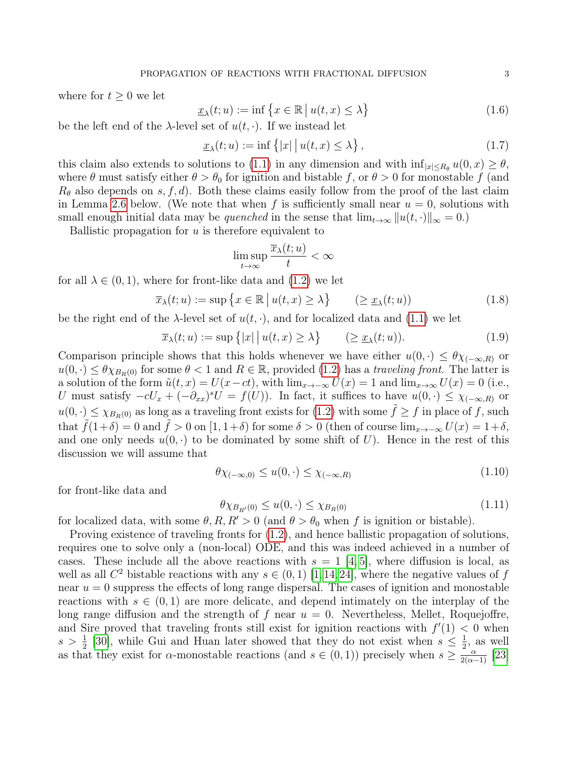where for $t \geq 0$ we let

$$\underline{x}_\lambda(t; u) := \inf \left\{ x \in \mathbb{R} \,\middle|\, u(t,x) \leq \lambda \right\} \tag{1.6}$$

be the left end of the $\lambda$-level set of $u(t, \cdot)$. If we instead let

$$\underline{x}_\lambda(t; u) := \inf \left\{ |x| \,\middle|\, u(t,x) \leq \lambda \right\}, \tag{1.7}$$

this claim also extends to solutions to (1.1) in any dimension and with $\inf_{|x| \leq R_\theta} u(0,x) \geq \theta$, where $\theta$ must satisfy either $\theta > \theta_0$ for ignition and bistable $f$, or $\theta > 0$ for monostable $f$ (and $R_\theta$ also depends on $s, f, d$). Both these claims easily follow from the proof of the last claim in Lemma 2.6 below. (We note that when $f$ is sufficiently small near $u = 0$, solutions with small enough initial data may be *quenched* in the sense that $\lim_{t\to\infty} \|u(t, \cdot)\|_\infty = 0$.)

Ballistic propagation for $u$ is therefore equivalent to

$$\limsup_{t\to\infty} \frac{\overline{x}_\lambda(t; u)}{t} < \infty$$

for all $\lambda \in (0, 1)$, where for front-like data and (1.2) we let

$$\overline{x}_\lambda(t; u) := \sup \left\{ x \in \mathbb{R} \,\middle|\, u(t,x) \geq \lambda \right\} \qquad (\geq \underline{x}_\lambda(t; u)) \tag{1.8}$$

be the right end of the $\lambda$-level set of $u(t, \cdot)$, and for localized data and (1.1) we let

$$\overline{x}_\lambda(t; u) := \sup \left\{ |x| \,\middle|\, u(t,x) \geq \lambda \right\} \qquad (\geq \underline{x}_\lambda(t; u)). \tag{1.9}$$

Comparison principle shows that this holds whenever we have either $u(0, \cdot) \leq \theta\chi_{(-\infty,R)}$ or $u(0, \cdot) \leq \theta\chi_{B_R(0)}$ for some $\theta < 1$ and $R \in \mathbb{R}$, provided (1.2) has a *traveling front*. The latter is a solution of the form $\tilde{u}(t,x) = U(x - ct)$, with $\lim_{x\to-\infty} U(x) = 1$ and $\lim_{x\to\infty} U(x) = 0$ (i.e., $U$ must satisfy $-cU_x + (-\partial_{xx})^s U = f(U)$). In fact, it suffices to have $u(0, \cdot) \leq \chi_{(-\infty,R)}$ or $u(0, \cdot) \leq \chi_{B_R(0)}$ as long as a traveling front exists for (1.2) with some $\tilde{f} \geq f$ in place of $f$, such that $\tilde{f}(1+\delta) = 0$ and $\tilde{f} > 0$ on $[1, 1+\delta)$ for some $\delta > 0$ (then of course $\lim_{x\to-\infty} U(x) = 1+\delta$, and one only needs $u(0, \cdot)$ to be dominated by some shift of $U$). Hence in the rest of this discussion we will assume that

$$\theta\chi_{(-\infty,0)} \leq u(0, \cdot) \leq \chi_{(-\infty,R)} \tag{1.10}$$

for front-like data and

$$\theta\chi_{B_{R'}(0)} \leq u(0, \cdot) \leq \chi_{B_R(0)} \tag{1.11}$$

for localized data, with some $\theta, R, R' > 0$ (and $\theta > \theta_0$ when $f$ is ignition or bistable).

Proving existence of traveling fronts for (1.2), and hence ballistic propagation of solutions, requires one to solve only a (non-local) ODE, and this was indeed achieved in a number of cases. These include all the above reactions with $s = 1$ [4, 5], where diffusion is local, as well as all $C^2$ bistable reactions with any $s \in (0, 1)$ [1, 14, 24], where the negative values of $f$ near $u = 0$ suppress the effects of long range dispersal. The cases of ignition and monostable reactions with $s \in (0, 1)$ are more delicate, and depend intimately on the interplay of the long range diffusion and the strength of $f$ near $u = 0$. Nevertheless, Mellet, Roquejoffre, and Sire proved that traveling fronts still exist for ignition reactions with $f'(1) < 0$ when $s > \frac{1}{2}$ [30], while Gui and Huan later showed that they do not exist when $s \leq \frac{1}{2}$, as well as that they exist for $\alpha$-monostable reactions (and $s \in (0, 1)$) precisely when $s \geq \frac{\alpha}{2(\alpha-1)}$ [23]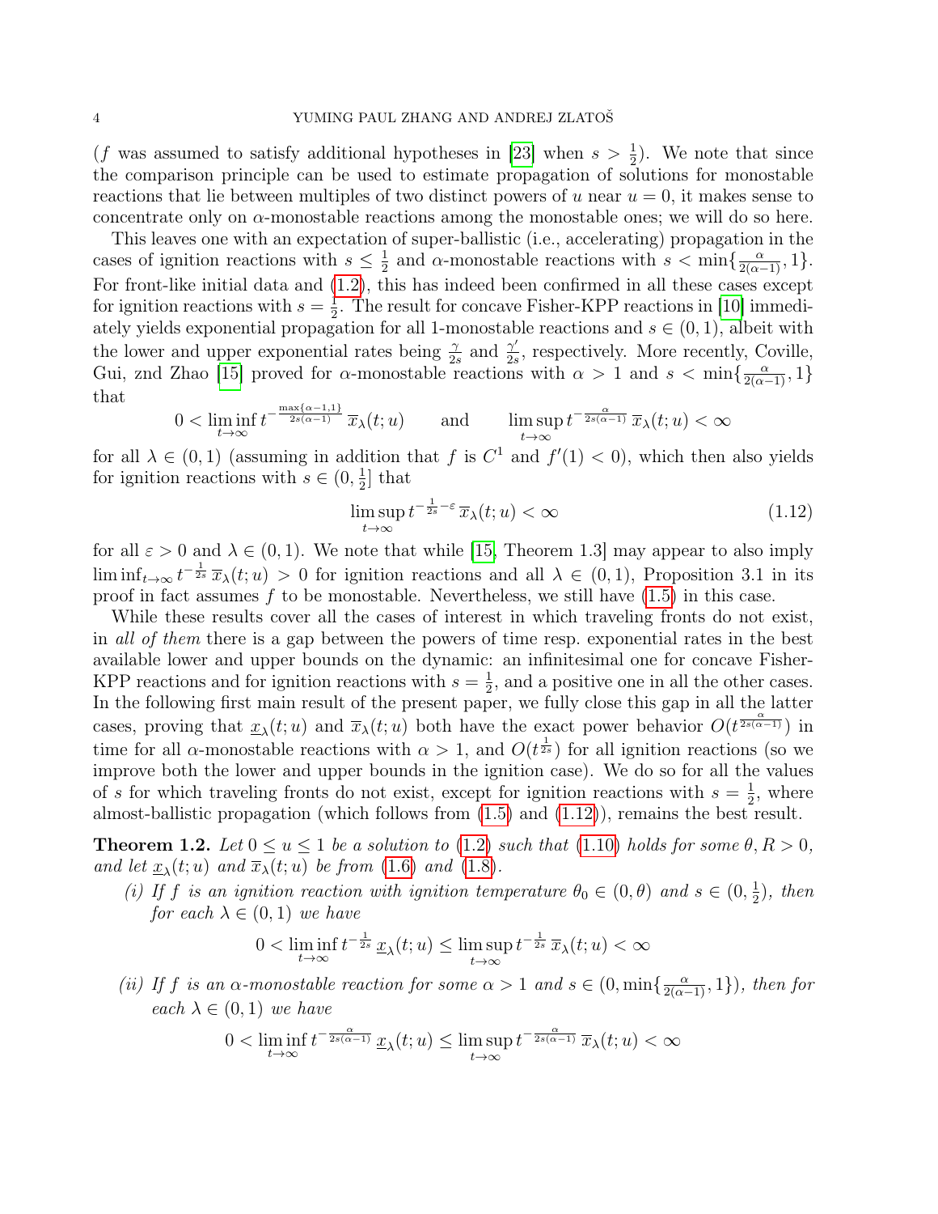($f$ was assumed to satisfy additional hypotheses in [23] when $s > \frac{1}{2}$). We note that since the comparison principle can be used to estimate propagation of solutions for monostable reactions that lie between multiples of two distinct powers of $u$ near $u = 0$, it makes sense to concentrate only on $\alpha$-monostable reactions among the monostable ones; we will do so here.

This leaves one with an expectation of super-ballistic (i.e., accelerating) propagation in the cases of ignition reactions with $s \le \frac{1}{2}$ and $\alpha$-monostable reactions with $s < \min\{\frac{\alpha}{2(\alpha-1)}, 1\}$. For front-like initial data and (1.2), this has indeed been confirmed in all these cases except for ignition reactions with $s = \frac{1}{2}$. The result for concave Fisher-KPP reactions in [10] immediately yields exponential propagation for all 1-monostable reactions and $s \in (0, 1)$, albeit with the lower and upper exponential rates being $\frac{\gamma}{2s}$ and $\frac{\gamma'}{2s}$, respectively. More recently, Coville, Gui, znd Zhao [15] proved for $\alpha$-monostable reactions with $\alpha > 1$ and $s < \min\{\frac{\alpha}{2(\alpha-1)}, 1\}$ that

$$0 < \liminf_{t\to\infty} t^{-\frac{\max\{\alpha-1,1\}}{2s(\alpha-1)}}\, \overline{x}_\lambda(t; u) \qquad \text{and} \qquad \limsup_{t\to\infty} t^{-\frac{\alpha}{2s(\alpha-1)}}\, \overline{x}_\lambda(t; u) < \infty$$

for all $\lambda \in (0, 1)$ (assuming in addition that $f$ is $C^1$ and $f'(1) < 0$), which then also yields for ignition reactions with $s \in (0, \frac{1}{2}]$ that

$$\limsup_{t\to\infty} t^{-\frac{1}{2s}-\varepsilon}\, \overline{x}_\lambda(t; u) < \infty \tag{1.12}$$

for all $\varepsilon > 0$ and $\lambda \in (0, 1)$. We note that while [15, Theorem 1.3] may appear to also imply $\liminf_{t\to\infty} t^{-\frac{1}{2s}}\, \overline{x}_\lambda(t; u) > 0$ for ignition reactions and all $\lambda \in (0, 1)$, Proposition 3.1 in its proof in fact assumes $f$ to be monostable. Nevertheless, we still have (1.5) in this case.

While these results cover all the cases of interest in which traveling fronts do not exist, in *all of them* there is a gap between the powers of time resp. exponential rates in the best available lower and upper bounds on the dynamic: an infinitesimal one for concave Fisher-KPP reactions and for ignition reactions with $s = \frac{1}{2}$, and a positive one in all the other cases. In the following first main result of the present paper, we fully close this gap in all the latter cases, proving that $\underline{x}_\lambda(t; u)$ and $\overline{x}_\lambda(t; u)$ both have the exact power behavior $O(t^{\frac{\alpha}{2s(\alpha-1)}})$ in time for all $\alpha$-monostable reactions with $\alpha > 1$, and $O(t^{\frac{1}{2s}})$ for all ignition reactions (so we improve both the lower and upper bounds in the ignition case). We do so for all the values of $s$ for which traveling fronts do not exist, except for ignition reactions with $s = \frac{1}{2}$, where almost-ballistic propagation (which follows from (1.5) and (1.12)), remains the best result.

**Theorem 1.2.** *Let $0 \le u \le 1$ be a solution to (1.2) such that (1.10) holds for some $\theta, R > 0$, and let $\underline{x}_\lambda(t; u)$ and $\overline{x}_\lambda(t; u)$ be from (1.6) and (1.8).*

*(i) If $f$ is an ignition reaction with ignition temperature $\theta_0 \in (0, \theta)$ and $s \in (0, \frac{1}{2})$, then for each $\lambda \in (0, 1)$ we have*

$$0 < \liminf_{t\to\infty} t^{-\frac{1}{2s}}\, \underline{x}_\lambda(t; u) \le \limsup_{t\to\infty} t^{-\frac{1}{2s}}\, \overline{x}_\lambda(t; u) < \infty$$

*(ii) If $f$ is an $\alpha$-monostable reaction for some $\alpha > 1$ and $s \in (0, \min\{\frac{\alpha}{2(\alpha-1)}, 1\})$, then for each $\lambda \in (0, 1)$ we have*

$$0 < \liminf_{t\to\infty} t^{-\frac{\alpha}{2s(\alpha-1)}}\, \underline{x}_\lambda(t; u) \le \limsup_{t\to\infty} t^{-\frac{\alpha}{2s(\alpha-1)}}\, \overline{x}_\lambda(t; u) < \infty$$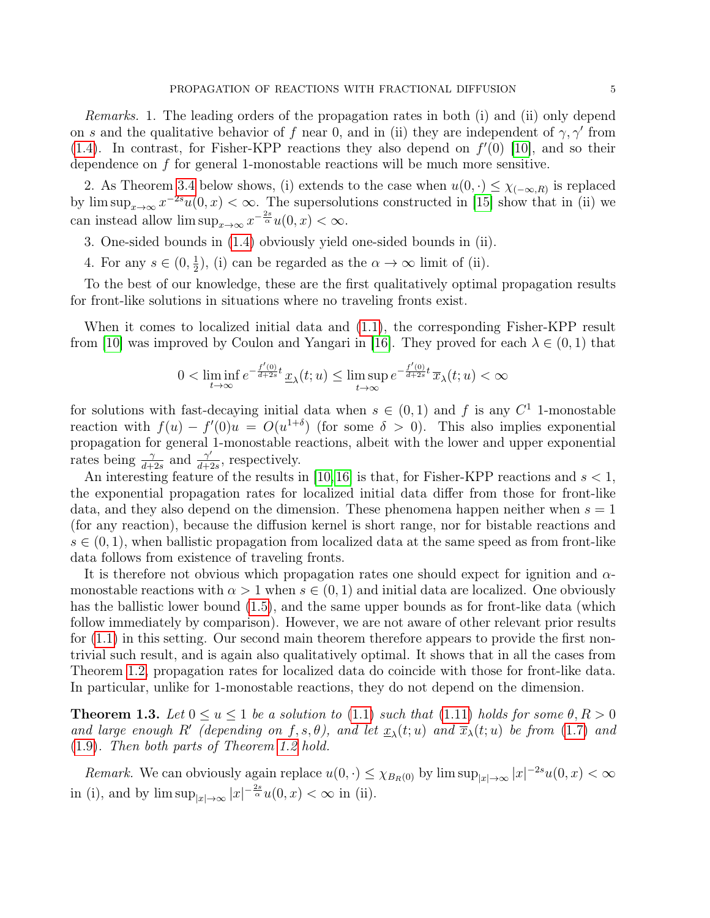*Remarks.* 1. The leading orders of the propagation rates in both (i) and (ii) only depend on $s$ and the qualitative behavior of $f$ near 0, and in (ii) they are independent of $\gamma, \gamma'$ from (1.4). In contrast, for Fisher-KPP reactions they also depend on $f'(0)$ [10], and so their dependence on $f$ for general 1-monostable reactions will be much more sensitive.

2. As Theorem 3.4 below shows, (i) extends to the case when $u(0,\cdot) \le \chi_{(-\infty,R)}$ is replaced by $\limsup_{x\to\infty} x^{-2s} u(0,x) < \infty$. The supersolutions constructed in [15] show that in (ii) we can instead allow $\limsup_{x\to\infty} x^{-\frac{2s}{\alpha}} u(0,x) < \infty$.

3. One-sided bounds in (1.4) obviously yield one-sided bounds in (ii).

4. For any $s \in (0, \frac{1}{2})$, (i) can be regarded as the $\alpha \to \infty$ limit of (ii).

To the best of our knowledge, these are the first qualitatively optimal propagation results for front-like solutions in situations where no traveling fronts exist.

When it comes to localized initial data and (1.1), the corresponding Fisher-KPP result from [10] was improved by Coulon and Yangari in [16]. They proved for each $\lambda \in (0,1)$ that

$$0 < \liminf_{t\to\infty} e^{-\frac{f'(0)}{d+2s}t} \, \underline{x}_\lambda(t;u) \le \limsup_{t\to\infty} e^{-\frac{f'(0)}{d+2s}t} \, \overline{x}_\lambda(t;u) < \infty$$

for solutions with fast-decaying initial data when $s \in (0,1)$ and $f$ is any $C^1$ 1-monostable reaction with $f(u) - f'(0)u = O(u^{1+\delta})$ (for some $\delta > 0$). This also implies exponential propagation for general 1-monostable reactions, albeit with the lower and upper exponential rates being $\frac{\gamma}{d+2s}$ and $\frac{\gamma'}{d+2s}$, respectively.

An interesting feature of the results in [10,16] is that, for Fisher-KPP reactions and $s < 1$, the exponential propagation rates for localized initial data differ from those for front-like data, and they also depend on the dimension. These phenomena happen neither when $s = 1$ (for any reaction), because the diffusion kernel is short range, nor for bistable reactions and $s \in (0,1)$, when ballistic propagation from localized data at the same speed as from front-like data follows from existence of traveling fronts.

It is therefore not obvious which propagation rates one should expect for ignition and $\alpha$-monostable reactions with $\alpha > 1$ when $s \in (0,1)$ and initial data are localized. One obviously has the ballistic lower bound (1.5), and the same upper bounds as for front-like data (which follow immediately by comparison). However, we are not aware of other relevant prior results for (1.1) in this setting. Our second main theorem therefore appears to provide the first non-trivial such result, and is again also qualitatively optimal. It shows that in all the cases from Theorem 1.2, propagation rates for localized data do coincide with those for front-like data. In particular, unlike for 1-monostable reactions, they do not depend on the dimension.

**Theorem 1.3.** *Let $0 \le u \le 1$ be a solution to (1.1) such that (1.11) holds for some $\theta, R > 0$ and large enough $R'$ (depending on $f, s, \theta$), and let $\underline{x}_\lambda(t;u)$ and $\overline{x}_\lambda(t;u)$ be from (1.7) and (1.9). Then both parts of Theorem 1.2 hold.*

*Remark.* We can obviously again replace $u(0,\cdot) \le \chi_{B_R(0)}$ by $\limsup_{|x|\to\infty} |x|^{-2s} u(0,x) < \infty$ in (i), and by $\limsup_{|x|\to\infty} |x|^{-\frac{2s}{\alpha}} u(0,x) < \infty$ in (ii).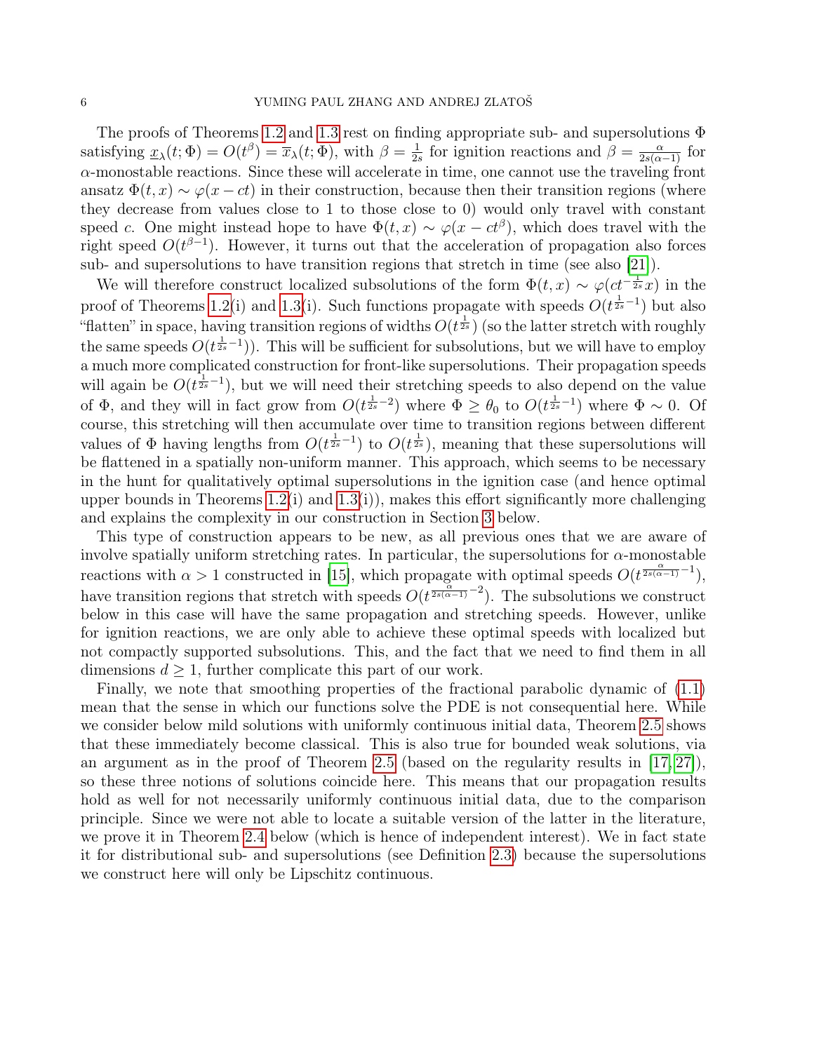The proofs of Theorems 1.2 and 1.3 rest on finding appropriate sub- and supersolutions $\Phi$ satisfying $\underline{x}_\lambda(t;\Phi) = O(t^\beta) = \overline{x}_\lambda(t;\Phi)$, with $\beta = \frac{1}{2s}$ for ignition reactions and $\beta = \frac{\alpha}{2s(\alpha-1)}$ for $\alpha$-monostable reactions. Since these will accelerate in time, one cannot use the traveling front ansatz $\Phi(t,x) \sim \varphi(x-ct)$ in their construction, because then their transition regions (where they decrease from values close to 1 to those close to 0) would only travel with constant speed $c$. One might instead hope to have $\Phi(t,x) \sim \varphi(x - ct^\beta)$, which does travel with the right speed $O(t^{\beta-1})$. However, it turns out that the acceleration of propagation also forces sub- and supersolutions to have transition regions that stretch in time (see also [21]).

We will therefore construct localized subsolutions of the form $\Phi(t,x) \sim \varphi(ct^{-\frac{1}{2s}}x)$ in the proof of Theorems 1.2(i) and 1.3(i). Such functions propagate with speeds $O(t^{\frac{1}{2s}-1})$ but also "flatten" in space, having transition regions of widths $O(t^{\frac{1}{2s}})$ (so the latter stretch with roughly the same speeds $O(t^{\frac{1}{2s}-1})$). This will be sufficient for subsolutions, but we will have to employ a much more complicated construction for front-like supersolutions. Their propagation speeds will again be $O(t^{\frac{1}{2s}-1})$, but we will need their stretching speeds to also depend on the value of $\Phi$, and they will in fact grow from $O(t^{\frac{1}{2s}-2})$ where $\Phi \geq \theta_0$ to $O(t^{\frac{1}{2s}-1})$ where $\Phi \sim 0$. Of course, this stretching will then accumulate over time to transition regions between different values of $\Phi$ having lengths from $O(t^{\frac{1}{2s}-1})$ to $O(t^{\frac{1}{2s}})$, meaning that these supersolutions will be flattened in a spatially non-uniform manner. This approach, which seems to be necessary in the hunt for qualitatively optimal supersolutions in the ignition case (and hence optimal upper bounds in Theorems 1.2(i) and 1.3(i)), makes this effort significantly more challenging and explains the complexity in our construction in Section 3 below.

This type of construction appears to be new, as all previous ones that we are aware of involve spatially uniform stretching rates. In particular, the supersolutions for $\alpha$-monostable reactions with $\alpha > 1$ constructed in [15], which propagate with optimal speeds $O(t^{\frac{\alpha}{2s(\alpha-1)}-1})$, have transition regions that stretch with speeds $O(t^{\frac{\alpha}{2s(\alpha-1)}-2})$. The subsolutions we construct below in this case will have the same propagation and stretching speeds. However, unlike for ignition reactions, we are only able to achieve these optimal speeds with localized but not compactly supported subsolutions. This, and the fact that we need to find them in all dimensions $d \geq 1$, further complicate this part of our work.

Finally, we note that smoothing properties of the fractional parabolic dynamic of (1.1) mean that the sense in which our functions solve the PDE is not consequential here. While we consider below mild solutions with uniformly continuous initial data, Theorem 2.5 shows that these immediately become classical. This is also true for bounded weak solutions, via an argument as in the proof of Theorem 2.5 (based on the regularity results in [17, 27]), so these three notions of solutions coincide here. This means that our propagation results hold as well for not necessarily uniformly continuous initial data, due to the comparison principle. Since we were not able to locate a suitable version of the latter in the literature, we prove it in Theorem 2.4 below (which is hence of independent interest). We in fact state it for distributional sub- and supersolutions (see Definition 2.3) because the supersolutions we construct here will only be Lipschitz continuous.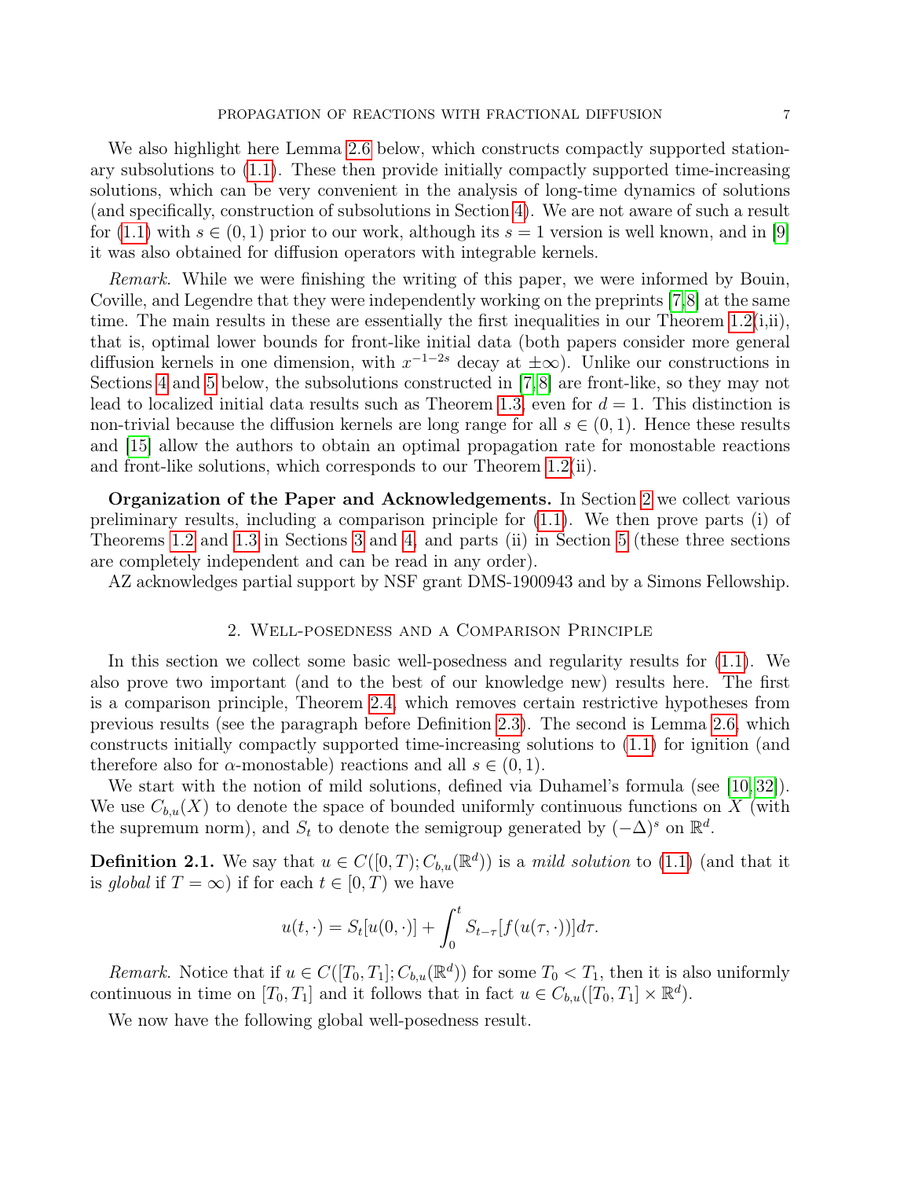We also highlight here Lemma 2.6 below, which constructs compactly supported stationary subsolutions to (1.1). These then provide initially compactly supported time-increasing solutions, which can be very convenient in the analysis of long-time dynamics of solutions (and specifically, construction of subsolutions in Section 4). We are not aware of such a result for (1.1) with $s \in (0,1)$ prior to our work, although its $s = 1$ version is well known, and in [9] it was also obtained for diffusion operators with integrable kernels.

*Remark.* While we were finishing the writing of this paper, we were informed by Bouin, Coville, and Legendre that they were independently working on the preprints [7,8] at the same time. The main results in these are essentially the first inequalities in our Theorem 1.2(i,ii), that is, optimal lower bounds for front-like initial data (both papers consider more general diffusion kernels in one dimension, with $x^{-1-2s}$ decay at $\pm\infty$). Unlike our constructions in Sections 4 and 5 below, the subsolutions constructed in [7,8] are front-like, so they may not lead to localized initial data results such as Theorem 1.3, even for $d = 1$. This distinction is non-trivial because the diffusion kernels are long range for all $s \in (0,1)$. Hence these results and [15] allow the authors to obtain an optimal propagation rate for monostable reactions and front-like solutions, which corresponds to our Theorem 1.2(ii).

**Organization of the Paper and Acknowledgements.** In Section 2 we collect various preliminary results, including a comparison principle for (1.1). We then prove parts (i) of Theorems 1.2 and 1.3 in Sections 3 and 4, and parts (ii) in Section 5 (these three sections are completely independent and can be read in any order).

AZ acknowledges partial support by NSF grant DMS-1900943 and by a Simons Fellowship.

## 2. Well-posedness and a Comparison Principle

In this section we collect some basic well-posedness and regularity results for (1.1). We also prove two important (and to the best of our knowledge new) results here. The first is a comparison principle, Theorem 2.4, which removes certain restrictive hypotheses from previous results (see the paragraph before Definition 2.3). The second is Lemma 2.6, which constructs initially compactly supported time-increasing solutions to (1.1) for ignition (and therefore also for $\alpha$-monostable) reactions and all $s \in (0,1)$.

We start with the notion of mild solutions, defined via Duhamel's formula (see [10,32]). We use $C_{b,u}(X)$ to denote the space of bounded uniformly continuous functions on $X$ (with the supremum norm), and $S_t$ to denote the semigroup generated by $(-\Delta)^s$ on $\mathbb{R}^d$.

**Definition 2.1.** We say that $u \in C([0,T); C_{b,u}(\mathbb{R}^d))$ is a *mild solution* to (1.1) (and that it is *global* if $T = \infty$) if for each $t \in [0,T)$ we have

$$u(t,\cdot) = S_t[u(0,\cdot)] + \int_0^t S_{t-\tau}[f(u(\tau,\cdot))]d\tau.$$

*Remark.* Notice that if $u \in C([T_0,T_1]; C_{b,u}(\mathbb{R}^d))$ for some $T_0 < T_1$, then it is also uniformly continuous in time on $[T_0,T_1]$ and it follows that in fact $u \in C_{b,u}([T_0,T_1] \times \mathbb{R}^d)$.

We now have the following global well-posedness result.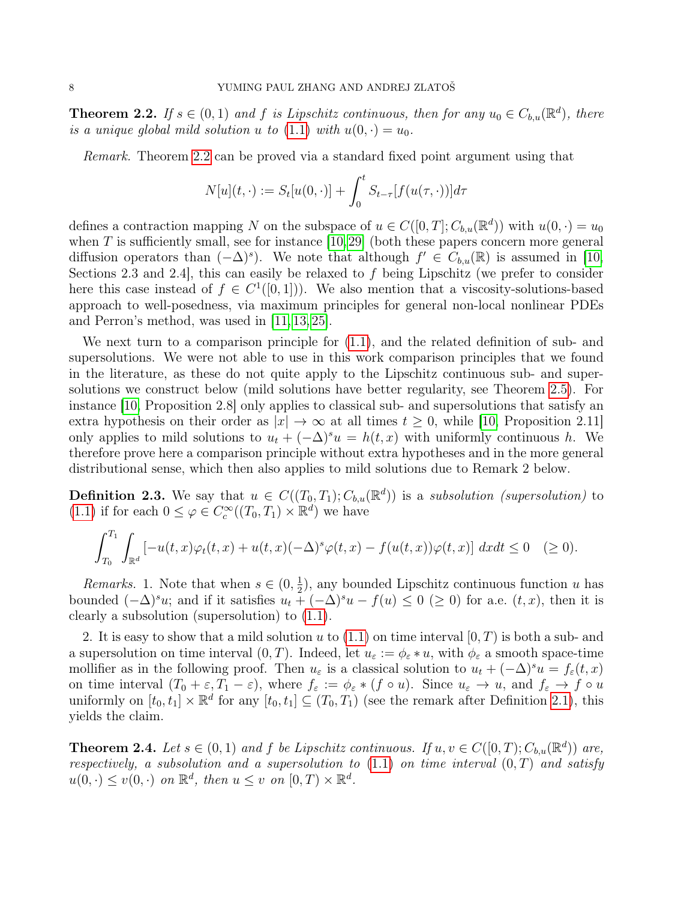**Theorem 2.2.** *If $s \in (0,1)$ and $f$ is Lipschitz continuous, then for any $u_0 \in C_{b,u}(\mathbb{R}^d)$, there is a unique global mild solution $u$ to (1.1) with $u(0,\cdot) = u_0$.*

*Remark.* Theorem 2.2 can be proved via a standard fixed point argument using that

$$N[u](t,\cdot) := S_t[u(0,\cdot)] + \int_0^t S_{t-\tau}[f(u(\tau,\cdot))]d\tau$$

defines a contraction mapping $N$ on the subspace of $u \in C([0,T]; C_{b,u}(\mathbb{R}^d))$ with $u(0,\cdot) = u_0$ when $T$ is sufficiently small, see for instance [10, 29] (both these papers concern more general diffusion operators than $(-\Delta)^s$). We note that although $f' \in C_{b,u}(\mathbb{R})$ is assumed in [10, Sections 2.3 and 2.4], this can easily be relaxed to $f$ being Lipschitz (we prefer to consider here this case instead of $f \in C^1([0,1])$). We also mention that a viscosity-solutions-based approach to well-posedness, via maximum principles for general non-local nonlinear PDEs and Perron's method, was used in [11, 13, 25].

We next turn to a comparison principle for (1.1), and the related definition of sub- and supersolutions. We were not able to use in this work comparison principles that we found in the literature, as these do not quite apply to the Lipschitz continuous sub- and supersolutions we construct below (mild solutions have better regularity, see Theorem 2.5). For instance [10, Proposition 2.8] only applies to classical sub- and supersolutions that satisfy an extra hypothesis on their order as $|x| \to \infty$ at all times $t \geq 0$, while [10, Proposition 2.11] only applies to mild solutions to $u_t + (-\Delta)^s u = h(t,x)$ with uniformly continuous $h$. We therefore prove here a comparison principle without extra hypotheses and in the more general distributional sense, which then also applies to mild solutions due to Remark 2 below.

**Definition 2.3.** We say that $u \in C((T_0,T_1); C_{b,u}(\mathbb{R}^d))$ is a *subsolution (supersolution)* to (1.1) if for each $0 \leq \varphi \in C_c^\infty((T_0,T_1) \times \mathbb{R}^d)$ we have

$$\int_{T_0}^{T_1} \int_{\mathbb{R}^d} \left[-u(t,x)\varphi_t(t,x) + u(t,x)(-\Delta)^s \varphi(t,x) - f(u(t,x))\varphi(t,x)\right] dxdt \leq 0 \quad (\geq 0).$$

*Remarks.* 1. Note that when $s \in (0, \frac{1}{2})$, any bounded Lipschitz continuous function $u$ has bounded $(-\Delta)^s u$; and if it satisfies $u_t + (-\Delta)^s u - f(u) \leq 0$ ($\geq 0$) for a.e. $(t,x)$, then it is clearly a subsolution (supersolution) to (1.1).

2. It is easy to show that a mild solution $u$ to (1.1) on time interval $[0,T)$ is both a sub- and a supersolution on time interval $(0,T)$. Indeed, let $u_\varepsilon := \phi_\varepsilon * u$, with $\phi_\varepsilon$ a smooth space-time mollifier as in the following proof. Then $u_\varepsilon$ is a classical solution to $u_t + (-\Delta)^s u = f_\varepsilon(t,x)$ on time interval $(T_0 + \varepsilon, T_1 - \varepsilon)$, where $f_\varepsilon := \phi_\varepsilon * (f \circ u)$. Since $u_\varepsilon \to u$, and $f_\varepsilon \to f \circ u$ uniformly on $[t_0,t_1] \times \mathbb{R}^d$ for any $[t_0,t_1] \subseteq (T_0,T_1)$ (see the remark after Definition 2.1), this yields the claim.

**Theorem 2.4.** *Let $s \in (0,1)$ and $f$ be Lipschitz continuous. If $u, v \in C([0,T); C_{b,u}(\mathbb{R}^d))$ are, respectively, a subsolution and a supersolution to (1.1) on time interval $(0,T)$ and satisfy $u(0,\cdot) \leq v(0,\cdot)$ on $\mathbb{R}^d$, then $u \leq v$ on $[0,T) \times \mathbb{R}^d$.*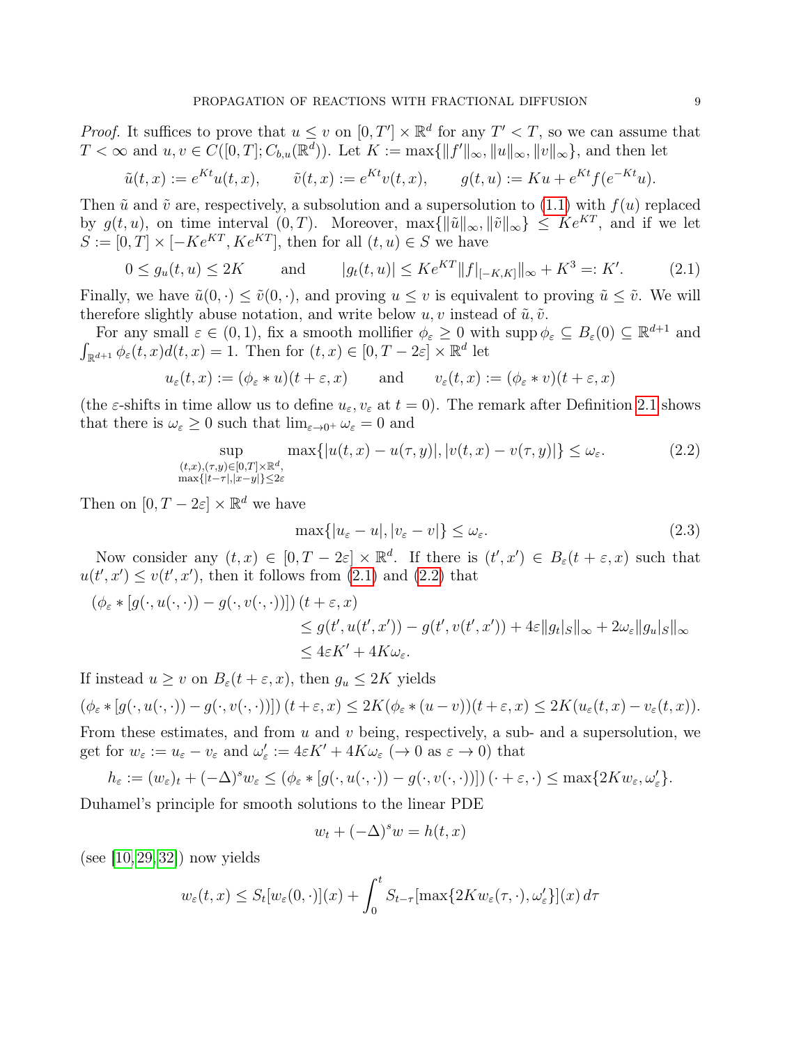*Proof.* It suffices to prove that $u \le v$ on $[0,T'] \times \mathbb{R}^d$ for any $T' < T$, so we can assume that $T < \infty$ and $u, v \in C([0,T]; C_{b,u}(\mathbb{R}^d))$. Let $K := \max\{\|f'\|_\infty, \|u\|_\infty, \|v\|_\infty\}$, and then let

$$\tilde{u}(t,x) := e^{Kt} u(t,x), \qquad \tilde{v}(t,x) := e^{Kt} v(t,x), \qquad g(t,u) := Ku + e^{Kt} f(e^{-Kt} u).$$

Then $\tilde{u}$ and $\tilde{v}$ are, respectively, a subsolution and a supersolution to (1.1) with $f(u)$ replaced by $g(t,u)$, on time interval $(0,T)$. Moreover, $\max\{\|\tilde{u}\|_\infty, \|\tilde{v}\|_\infty\} \le Ke^{KT}$, and if we let $S := [0,T] \times [-Ke^{KT}, Ke^{KT}]$, then for all $(t,u) \in S$ we have

$$0 \le g_u(t,u) \le 2K \qquad \text{and} \qquad |g_t(t,u)| \le Ke^{KT} \|f|_{[-K,K]}\|_\infty + K^3 =: K'. \tag{2.1}$$

Finally, we have $\tilde{u}(0,\cdot) \le \tilde{v}(0,\cdot)$, and proving $u \le v$ is equivalent to proving $\tilde{u} \le \tilde{v}$. We will therefore slightly abuse notation, and write below $u, v$ instead of $\tilde{u}, \tilde{v}$.

For any small $\varepsilon \in (0,1)$, fix a smooth mollifier $\phi_\varepsilon \ge 0$ with $\operatorname{supp} \phi_\varepsilon \subseteq B_\varepsilon(0) \subseteq \mathbb{R}^{d+1}$ and $\int_{\mathbb{R}^{d+1}} \phi_\varepsilon(t,x) d(t,x) = 1$. Then for $(t,x) \in [0, T-2\varepsilon] \times \mathbb{R}^d$ let

$$u_\varepsilon(t,x) := (\phi_\varepsilon * u)(t+\varepsilon, x) \qquad \text{and} \qquad v_\varepsilon(t,x) := (\phi_\varepsilon * v)(t+\varepsilon, x)$$

(the $\varepsilon$-shifts in time allow us to define $u_\varepsilon, v_\varepsilon$ at $t=0$). The remark after Definition 2.1 shows that there is $\omega_\varepsilon \ge 0$ such that $\lim_{\varepsilon \to 0^+} \omega_\varepsilon = 0$ and

$$\sup_{\substack{(t,x),(\tau,y) \in [0,T] \times \mathbb{R}^d, \\ \max\{|t-\tau|,|x-y|\} \le 2\varepsilon}} \max\{|u(t,x) - u(\tau,y)|, |v(t,x) - v(\tau,y)|\} \le \omega_\varepsilon. \tag{2.2}$$

Then on $[0, T-2\varepsilon] \times \mathbb{R}^d$ we have

$$\max\{|u_\varepsilon - u|, |v_\varepsilon - v|\} \le \omega_\varepsilon. \tag{2.3}$$

Now consider any $(t,x) \in [0, T-2\varepsilon] \times \mathbb{R}^d$. If there is $(t', x') \in B_\varepsilon(t+\varepsilon, x)$ such that $u(t',x') \le v(t',x')$, then it follows from (2.1) and (2.2) that

$$\begin{aligned}
(\phi_\varepsilon * [g(\cdot, u(\cdot,\cdot)) - g(\cdot, v(\cdot,\cdot))]) & (t+\varepsilon, x) \\
&\le g(t', u(t',x')) - g(t', v(t',x')) + 4\varepsilon \|g_t|_S\|_\infty + 2\omega_\varepsilon \|g_u|_S\|_\infty \\
&\le 4\varepsilon K' + 4K\omega_\varepsilon.
\end{aligned}$$

If instead $u \ge v$ on $B_\varepsilon(t+\varepsilon, x)$, then $g_u \le 2K$ yields

$$(\phi_\varepsilon * [g(\cdot, u(\cdot,\cdot)) - g(\cdot, v(\cdot,\cdot))])(t+\varepsilon, x) \le 2K(\phi_\varepsilon * (u-v))(t+\varepsilon, x) \le 2K(u_\varepsilon(t,x) - v_\varepsilon(t,x)).$$

From these estimates, and from $u$ and $v$ being, respectively, a sub- and a supersolution, we get for $w_\varepsilon := u_\varepsilon - v_\varepsilon$ and $\omega'_\varepsilon := 4\varepsilon K' + 4K\omega_\varepsilon$ ($\to 0$ as $\varepsilon \to 0$) that

$$h_\varepsilon := (w_\varepsilon)_t + (-\Delta)^s w_\varepsilon \le (\phi_\varepsilon * [g(\cdot, u(\cdot,\cdot)) - g(\cdot, v(\cdot,\cdot))])(\cdot + \varepsilon, \cdot) \le \max\{2Kw_\varepsilon, \omega'_\varepsilon\}.$$

Duhamel's principle for smooth solutions to the linear PDE

$$w_t + (-\Delta)^s w = h(t,x)$$

(see [10,29,32]) now yields

$$w_\varepsilon(t,x) \le S_t[w_\varepsilon(0,\cdot)](x) + \int_0^t S_{t-\tau}[\max\{2Kw_\varepsilon(\tau,\cdot), \omega'_\varepsilon\}](x)\, d\tau$$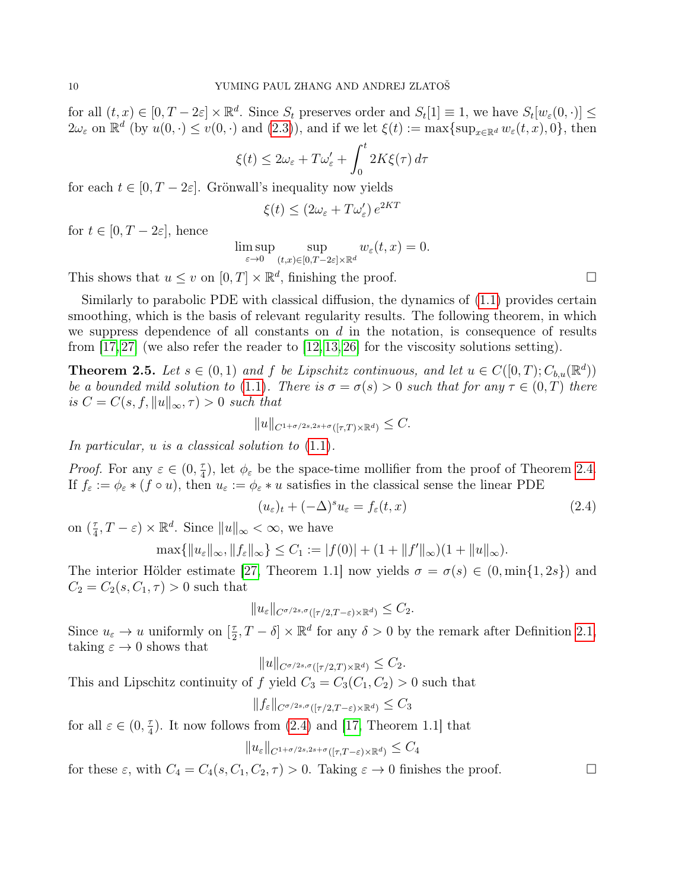for all $(t,x) \in [0, T-2\varepsilon] \times \mathbb{R}^d$. Since $S_t$ preserves order and $S_t[1] \equiv 1$, we have $S_t[w_\varepsilon(0,\cdot)] \le 2\omega_\varepsilon$ on $\mathbb{R}^d$ (by $u(0,\cdot) \le v(0,\cdot)$ and (2.3)), and if we let $\xi(t) := \max\{\sup_{x\in\mathbb{R}^d} w_\varepsilon(t,x), 0\}$, then

$$\xi(t) \le 2\omega_\varepsilon + T\omega'_\varepsilon + \int_0^t 2K\xi(\tau)\,d\tau$$

for each $t \in [0, T-2\varepsilon]$. Grönwall's inequality now yields

$$\xi(t) \le (2\omega_\varepsilon + T\omega'_\varepsilon)\, e^{2KT}$$

for $t \in [0, T-2\varepsilon]$, hence

$$\limsup_{\varepsilon\to 0} \sup_{(t,x)\in[0,T-2\varepsilon]\times\mathbb{R}^d} w_\varepsilon(t,x) = 0.$$

This shows that $u \le v$ on $[0,T] \times \mathbb{R}^d$, finishing the proof. □

Similarly to parabolic PDE with classical diffusion, the dynamics of (1.1) provides certain smoothing, which is the basis of relevant regularity results. The following theorem, in which we suppress dependence of all constants on $d$ in the notation, is consequence of results from [17,27] (we also refer the reader to [12,13,26] for the viscosity solutions setting).

**Theorem 2.5.** *Let $s \in (0,1)$ and $f$ be Lipschitz continuous, and let $u \in C([0,T); C_{b,u}(\mathbb{R}^d))$ be a bounded mild solution to (1.1). There is $\sigma = \sigma(s) > 0$ such that for any $\tau \in (0,T)$ there is $C = C(s, f, \|u\|_\infty, \tau) > 0$ such that*

$$\|u\|_{C^{1+\sigma/2s,2s+\sigma}([\tau,T)\times\mathbb{R}^d)} \le C.$$

*In particular, $u$ is a classical solution to (1.1).*

*Proof.* For any $\varepsilon \in (0, \frac{\tau}{4})$, let $\phi_\varepsilon$ be the space-time mollifier from the proof of Theorem 2.4. If $f_\varepsilon := \phi_\varepsilon * (f \circ u)$, then $u_\varepsilon := \phi_\varepsilon * u$ satisfies in the classical sense the linear PDE

$$(u_\varepsilon)_t + (-\Delta)^s u_\varepsilon = f_\varepsilon(t,x) \tag{2.4}$$

on $(\frac{\tau}{4}, T-\varepsilon) \times \mathbb{R}^d$. Since $\|u\|_\infty < \infty$, we have

$$\max\{\|u_\varepsilon\|_\infty, \|f_\varepsilon\|_\infty\} \le C_1 := |f(0)| + (1 + \|f'\|_\infty)(1 + \|u\|_\infty).$$

The interior Hölder estimate [27, Theorem 1.1] now yields $\sigma = \sigma(s) \in (0, \min\{1, 2s\})$ and $C_2 = C_2(s, C_1, \tau) > 0$ such that

$$\|u_\varepsilon\|_{C^{\sigma/2s,\sigma}([\tau/2,T-\varepsilon)\times\mathbb{R}^d)} \le C_2.$$

Since $u_\varepsilon \to u$ uniformly on $[\frac{\tau}{2}, T-\delta] \times \mathbb{R}^d$ for any $\delta > 0$ by the remark after Definition 2.1, taking $\varepsilon \to 0$ shows that

$$\|u\|_{C^{\sigma/2s,\sigma}([\tau/2,T)\times\mathbb{R}^d)} \le C_2.$$

This and Lipschitz continuity of $f$ yield $C_3 = C_3(C_1, C_2) > 0$ such that

$$\|f_\varepsilon\|_{C^{\sigma/2s,\sigma}([\tau/2,T-\varepsilon)\times\mathbb{R}^d)} \le C_3$$

for all $\varepsilon \in (0, \frac{\tau}{4})$. It now follows from (2.4) and [17, Theorem 1.1] that

$$\|u_\varepsilon\|_{C^{1+\sigma/2s,2s+\sigma}([\tau,T-\varepsilon)\times\mathbb{R}^d)} \le C_4$$

for these $\varepsilon$, with $C_4 = C_4(s, C_1, C_2, \tau) > 0$. Taking $\varepsilon \to 0$ finishes the proof. □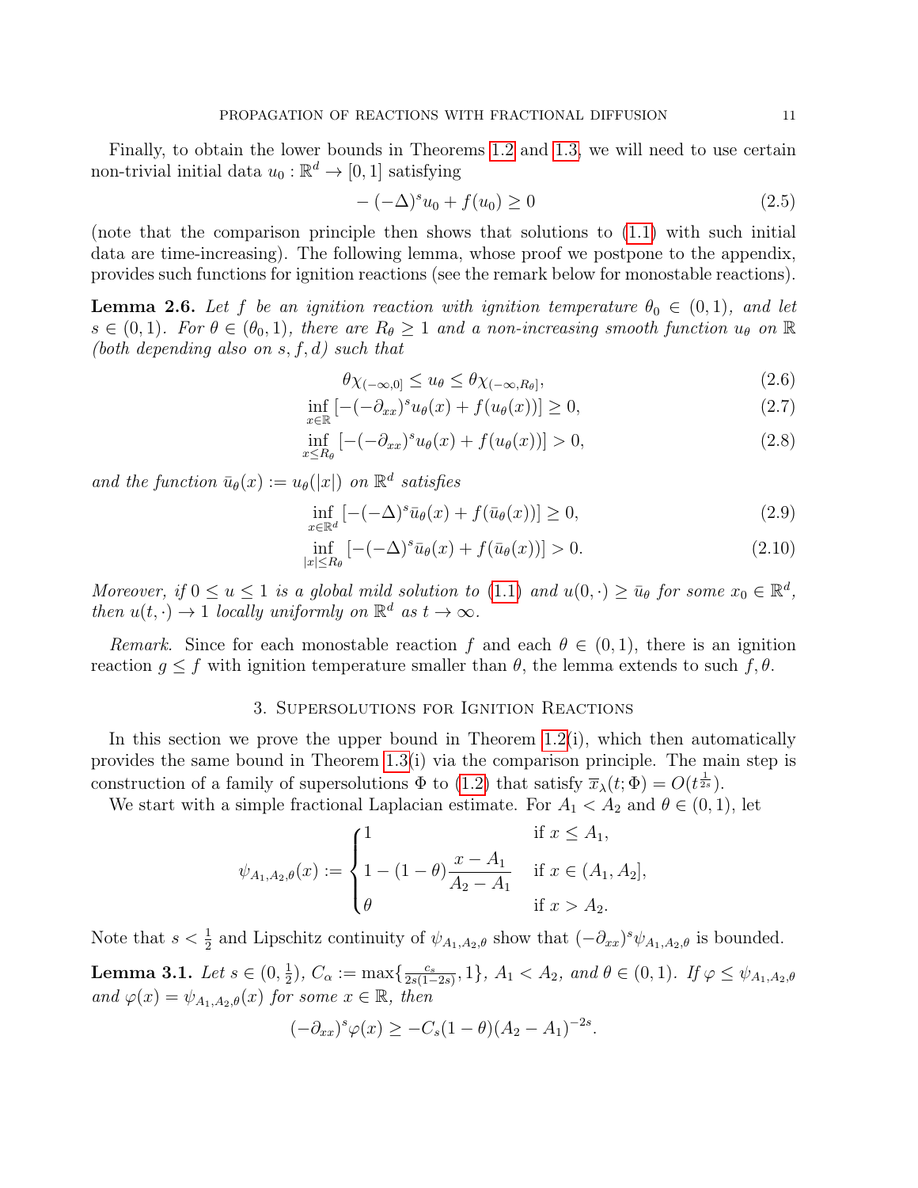Finally, to obtain the lower bounds in Theorems 1.2 and 1.3, we will need to use certain non-trivial initial data $u_0 : \mathbb{R}^d \to [0,1]$ satisfying

$$-(-\Delta)^s u_0 + f(u_0) \geq 0 \tag{2.5}$$

(note that the comparison principle then shows that solutions to (1.1) with such initial data are time-increasing). The following lemma, whose proof we postpone to the appendix, provides such functions for ignition reactions (see the remark below for monostable reactions).

**Lemma 2.6.** *Let $f$ be an ignition reaction with ignition temperature $\theta_0 \in (0,1)$, and let $s \in (0,1)$. For $\theta \in (\theta_0, 1)$, there are $R_\theta \geq 1$ and a non-increasing smooth function $u_\theta$ on $\mathbb{R}$ (both depending also on $s, f, d$) such that*

$$\theta\chi_{(-\infty,0]} \leq u_\theta \leq \theta\chi_{(-\infty,R_\theta]}, \tag{2.6}$$

$$\inf_{x\in\mathbb{R}} [-(-\partial_{xx})^s u_\theta(x) + f(u_\theta(x))] \geq 0, \tag{2.7}$$

$$\inf_{x\leq R_\theta} [-(-\partial_{xx})^s u_\theta(x) + f(u_\theta(x))] > 0, \tag{2.8}$$

*and the function $\bar{u}_\theta(x) := u_\theta(|x|)$ on $\mathbb{R}^d$ satisfies*

$$\inf_{x\in\mathbb{R}^d} [-(-\Delta)^s \bar{u}_\theta(x) + f(\bar{u}_\theta(x))] \geq 0, \tag{2.9}$$

$$\inf_{|x|\leq R_\theta} [-(-\Delta)^s \bar{u}_\theta(x) + f(\bar{u}_\theta(x))] > 0. \tag{2.10}$$

*Moreover, if $0 \leq u \leq 1$ is a global mild solution to (1.1) and $u(0,\cdot) \geq \bar{u}_\theta$ for some $x_0 \in \mathbb{R}^d$, then $u(t,\cdot) \to 1$ locally uniformly on $\mathbb{R}^d$ as $t \to \infty$.*

*Remark.* Since for each monostable reaction $f$ and each $\theta \in (0,1)$, there is an ignition reaction $g \leq f$ with ignition temperature smaller than $\theta$, the lemma extends to such $f, \theta$.

## 3. Supersolutions for Ignition Reactions

In this section we prove the upper bound in Theorem 1.2(i), which then automatically provides the same bound in Theorem 1.3(i) via the comparison principle. The main step is construction of a family of supersolutions $\Phi$ to (1.2) that satisfy $\overline{x}_\lambda(t;\Phi) = O(t^{\frac{1}{2s}})$.

We start with a simple fractional Laplacian estimate. For $A_1 < A_2$ and $\theta \in (0,1)$, let

$$\psi_{A_1,A_2,\theta}(x) := \begin{cases} 1 & \text{if } x \leq A_1, \\ 1 - (1-\theta)\dfrac{x - A_1}{A_2 - A_1} & \text{if } x \in (A_1, A_2], \\ \theta & \text{if } x > A_2. \end{cases}$$

Note that $s < \frac{1}{2}$ and Lipschitz continuity of $\psi_{A_1,A_2,\theta}$ show that $(-\partial_{xx})^s\psi_{A_1,A_2,\theta}$ is bounded.

**Lemma 3.1.** *Let $s \in (0, \frac{1}{2})$, $C_\alpha := \max\{\frac{c_s}{2s(1-2s)}, 1\}$, $A_1 < A_2$, and $\theta \in (0,1)$. If $\varphi \leq \psi_{A_1,A_2,\theta}$ and $\varphi(x) = \psi_{A_1,A_2,\theta}(x)$ for some $x \in \mathbb{R}$, then*

$$(-\partial_{xx})^s\varphi(x) \geq -C_s(1-\theta)(A_2 - A_1)^{-2s}.$$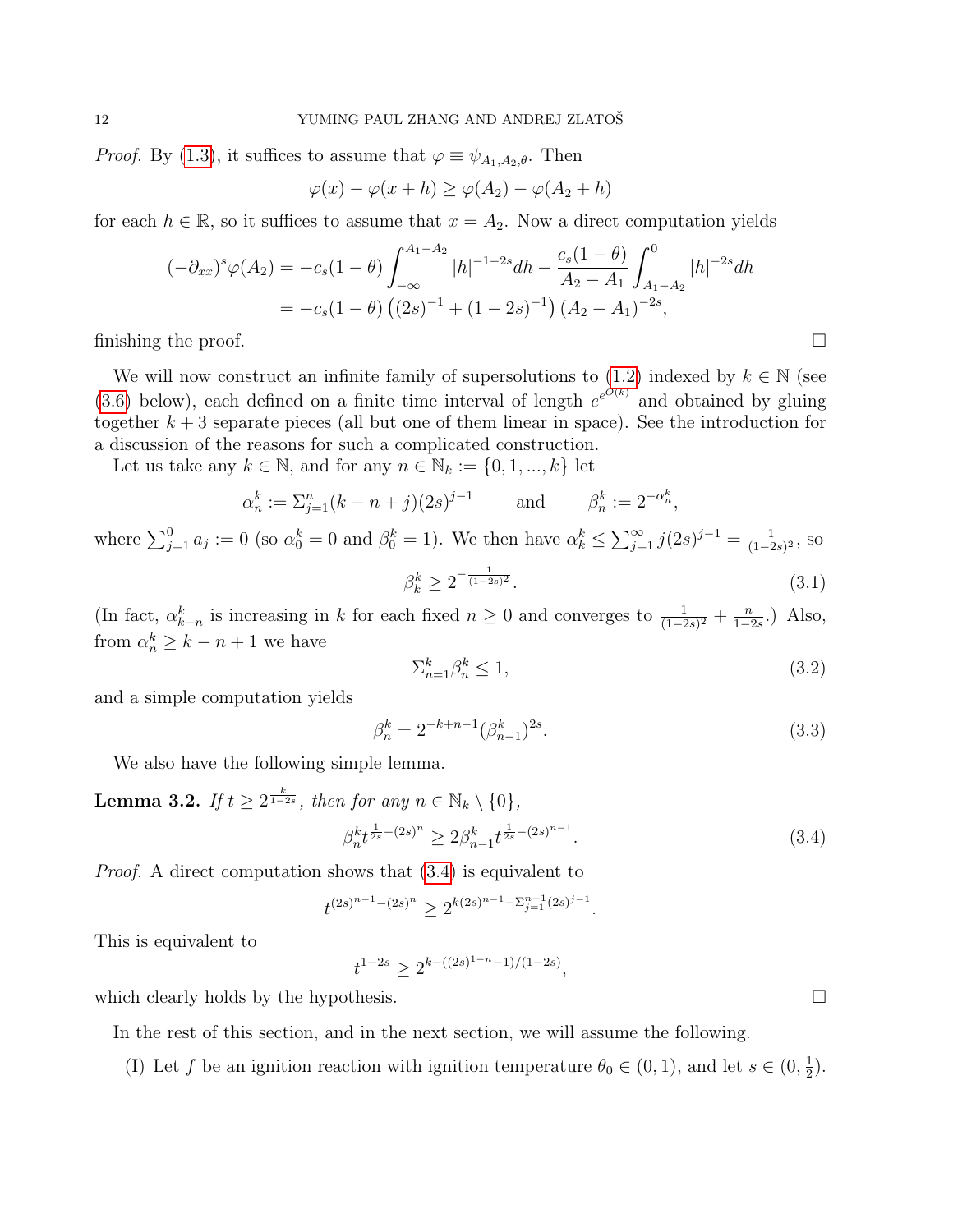*Proof.* By (1.3), it suffices to assume that $\varphi \equiv \psi_{A_1,A_2,\theta}$. Then

$$\varphi(x) - \varphi(x+h) \geq \varphi(A_2) - \varphi(A_2+h)$$

for each $h \in \mathbb{R}$, so it suffices to assume that $x = A_2$. Now a direct computation yields

$$\begin{aligned}
(-\partial_{xx})^s \varphi(A_2) &= -c_s(1-\theta)\int_{-\infty}^{A_1-A_2} |h|^{-1-2s}dh - \frac{c_s(1-\theta)}{A_2-A_1}\int_{A_1-A_2}^{0} |h|^{-2s}dh \\
&= -c_s(1-\theta)\left((2s)^{-1} + (1-2s)^{-1}\right)(A_2-A_1)^{-2s},
\end{aligned}$$

finishing the proof. $\square$

We will now construct an infinite family of supersolutions to (1.2) indexed by $k \in \mathbb{N}$ (see (3.6) below), each defined on a finite time interval of length $e^{e^{O(k)}}$ and obtained by gluing together $k+3$ separate pieces (all but one of them linear in space). See the introduction for a discussion of the reasons for such a complicated construction.

Let us take any $k \in \mathbb{N}$, and for any $n \in \mathbb{N}_k := \{0, 1, ..., k\}$ let

$$\alpha_n^k := \Sigma_{j=1}^n (k-n+j)(2s)^{j-1} \qquad \text{and} \qquad \beta_n^k := 2^{-\alpha_n^k},$$

where $\sum_{j=1}^0 a_j := 0$ (so $\alpha_0^k = 0$ and $\beta_0^k = 1$). We then have $\alpha_k^k \leq \sum_{j=1}^\infty j(2s)^{j-1} = \frac{1}{(1-2s)^2}$, so

$$\beta_k^k \geq 2^{-\frac{1}{(1-2s)^2}}. \tag{3.1}$$

(In fact, $\alpha_{k-n}^k$ is increasing in $k$ for each fixed $n \geq 0$ and converges to $\frac{1}{(1-2s)^2} + \frac{n}{1-2s}$.) Also, from $\alpha_n^k \geq k-n+1$ we have

$$\Sigma_{n=1}^k \beta_n^k \leq 1, \tag{3.2}$$

and a simple computation yields

$$\beta_n^k = 2^{-k+n-1}(\beta_{n-1}^k)^{2s}. \tag{3.3}$$

We also have the following simple lemma.

**Lemma 3.2.** *If $t \geq 2^{\frac{k}{1-2s}}$, then for any $n \in \mathbb{N}_k \setminus \{0\}$,*

$$\beta_n^k t^{\frac{1}{2s}-(2s)^n} \geq 2\beta_{n-1}^k t^{\frac{1}{2s}-(2s)^{n-1}}. \tag{3.4}$$

*Proof.* A direct computation shows that (3.4) is equivalent to

$$t^{(2s)^{n-1}-(2s)^n} \geq 2^{k(2s)^{n-1}-\Sigma_{j=1}^{n-1}(2s)^{j-1}}.$$

This is equivalent to

$$t^{1-2s} \geq 2^{k-((2s)^{1-n}-1)/(1-2s)},$$

which clearly holds by the hypothesis. $\square$

In the rest of this section, and in the next section, we will assume the following.

(I) Let $f$ be an ignition reaction with ignition temperature $\theta_0 \in (0,1)$, and let $s \in (0, \frac{1}{2})$.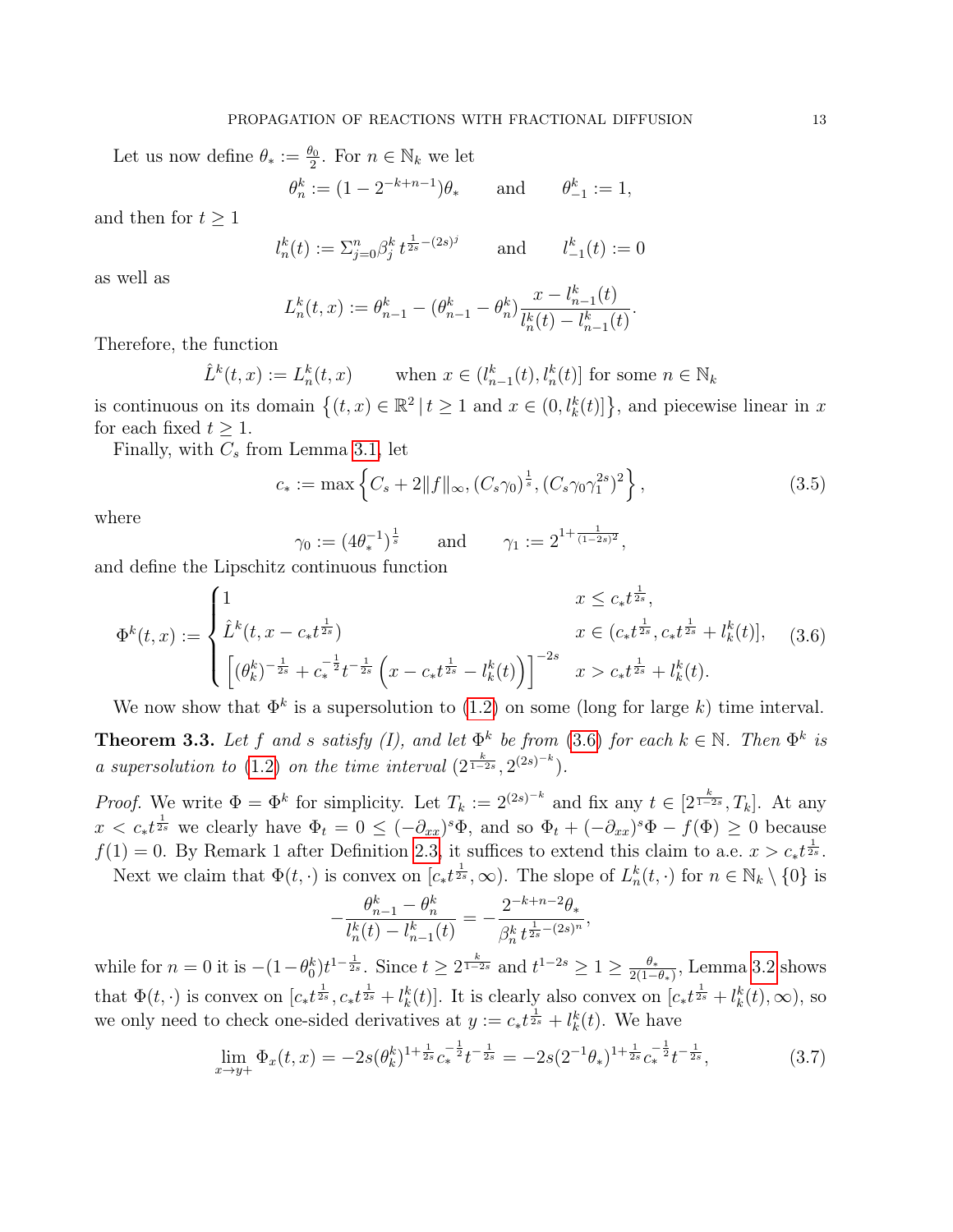Let us now define $\theta_* := \frac{\theta_0}{2}$. For $n \in \mathbb{N}_k$ we let

$$\theta_n^k := (1 - 2^{-k+n-1})\theta_* \qquad \text{and} \qquad \theta_{-1}^k := 1,$$

and then for $t \geq 1$

$$l_n^k(t) := \Sigma_{j=0}^n \beta_j^k \, t^{\frac{1}{2s} - (2s)^j} \qquad \text{and} \qquad l_{-1}^k(t) := 0$$

as well as

$$L_n^k(t,x) := \theta_{n-1}^k - (\theta_{n-1}^k - \theta_n^k) \frac{x - l_{n-1}^k(t)}{l_n^k(t) - l_{n-1}^k(t)}.$$

Therefore, the function

$$\hat{L}^k(t,x) := L_n^k(t,x) \qquad \text{when } x \in (l_{n-1}^k(t), l_n^k(t)] \text{ for some } n \in \mathbb{N}_k$$

is continuous on its domain $\left\{(t,x) \in \mathbb{R}^2 \,|\, t \geq 1 \text{ and } x \in (0, l_k^k(t)]\right\}$, and piecewise linear in $x$ for each fixed $t \geq 1$.

Finally, with $C_s$ from Lemma 3.1, let

$$c_* := \max\left\{C_s + 2\|f\|_\infty, (C_s\gamma_0)^{\frac{1}{s}}, (C_s\gamma_0\gamma_1^{2s})^2\right\}, \tag{3.5}$$

where

$$\gamma_0 := (4\theta_*^{-1})^{\frac{1}{s}} \qquad \text{and} \qquad \gamma_1 := 2^{1+\frac{1}{(1-2s)^2}},$$

and define the Lipschitz continuous function

$$\Phi^k(t,x) := \begin{cases} 1 & x \leq c_* t^{\frac{1}{2s}}, \\ \hat{L}^k(t, x - c_* t^{\frac{1}{2s}}) & x \in (c_* t^{\frac{1}{2s}}, c_* t^{\frac{1}{2s}} + l_k^k(t)], \\ \left[(\theta_k^k)^{-\frac{1}{2s}} + c_*^{-\frac{1}{2}} t^{-\frac{1}{2s}} \left(x - c_* t^{\frac{1}{2s}} - l_k^k(t)\right)\right]^{-2s} & x > c_* t^{\frac{1}{2s}} + l_k^k(t). \end{cases} \tag{3.6}$$

We now show that $\Phi^k$ is a supersolution to (1.2) on some (long for large $k$) time interval.

**Theorem 3.3.** *Let $f$ and $s$ satisfy (I), and let $\Phi^k$ be from (3.6) for each $k \in \mathbb{N}$. Then $\Phi^k$ is a supersolution to (1.2) on the time interval $(2^{\frac{k}{1-2s}}, 2^{(2s)^{-k}})$.*

*Proof.* We write $\Phi = \Phi^k$ for simplicity. Let $T_k := 2^{(2s)^{-k}}$ and fix any $t \in [2^{\frac{k}{1-2s}}, T_k]$. At any $x < c_* t^{\frac{1}{2s}}$ we clearly have $\Phi_t = 0 \leq (-\partial_{xx})^s \Phi$, and so $\Phi_t + (-\partial_{xx})^s \Phi - f(\Phi) \geq 0$ because $f(1) = 0$. By Remark 1 after Definition 2.3, it suffices to extend this claim to a.e. $x > c_* t^{\frac{1}{2s}}$.

Next we claim that $\Phi(t,\cdot)$ is convex on $[c_* t^{\frac{1}{2s}}, \infty)$. The slope of $L_n^k(t,\cdot)$ for $n \in \mathbb{N}_k \setminus \{0\}$ is

$$-\frac{\theta_{n-1}^k - \theta_n^k}{l_n^k(t) - l_{n-1}^k(t)} = -\frac{2^{-k+n-2}\theta_*}{\beta_n^k \, t^{\frac{1}{2s} - (2s)^n}},$$

while for $n = 0$ it is $-(1 - \theta_0^k) t^{1 - \frac{1}{2s}}$. Since $t \geq 2^{\frac{k}{1-2s}}$ and $t^{1-2s} \geq 1 \geq \frac{\theta_*}{2(1-\theta_*)}$, Lemma 3.2 shows that $\Phi(t,\cdot)$ is convex on $[c_* t^{\frac{1}{2s}}, c_* t^{\frac{1}{2s}} + l_k^k(t)]$. It is clearly also convex on $[c_* t^{\frac{1}{2s}} + l_k^k(t), \infty)$, so we only need to check one-sided derivatives at $y := c_* t^{\frac{1}{2s}} + l_k^k(t)$. We have

$$\lim_{x \to y+} \Phi_x(t,x) = -2s(\theta_k^k)^{1+\frac{1}{2s}} c_*^{-\frac{1}{2}} t^{-\frac{1}{2s}} = -2s(2^{-1}\theta_*)^{1+\frac{1}{2s}} c_*^{-\frac{1}{2}} t^{-\frac{1}{2s}}, \tag{3.7}$$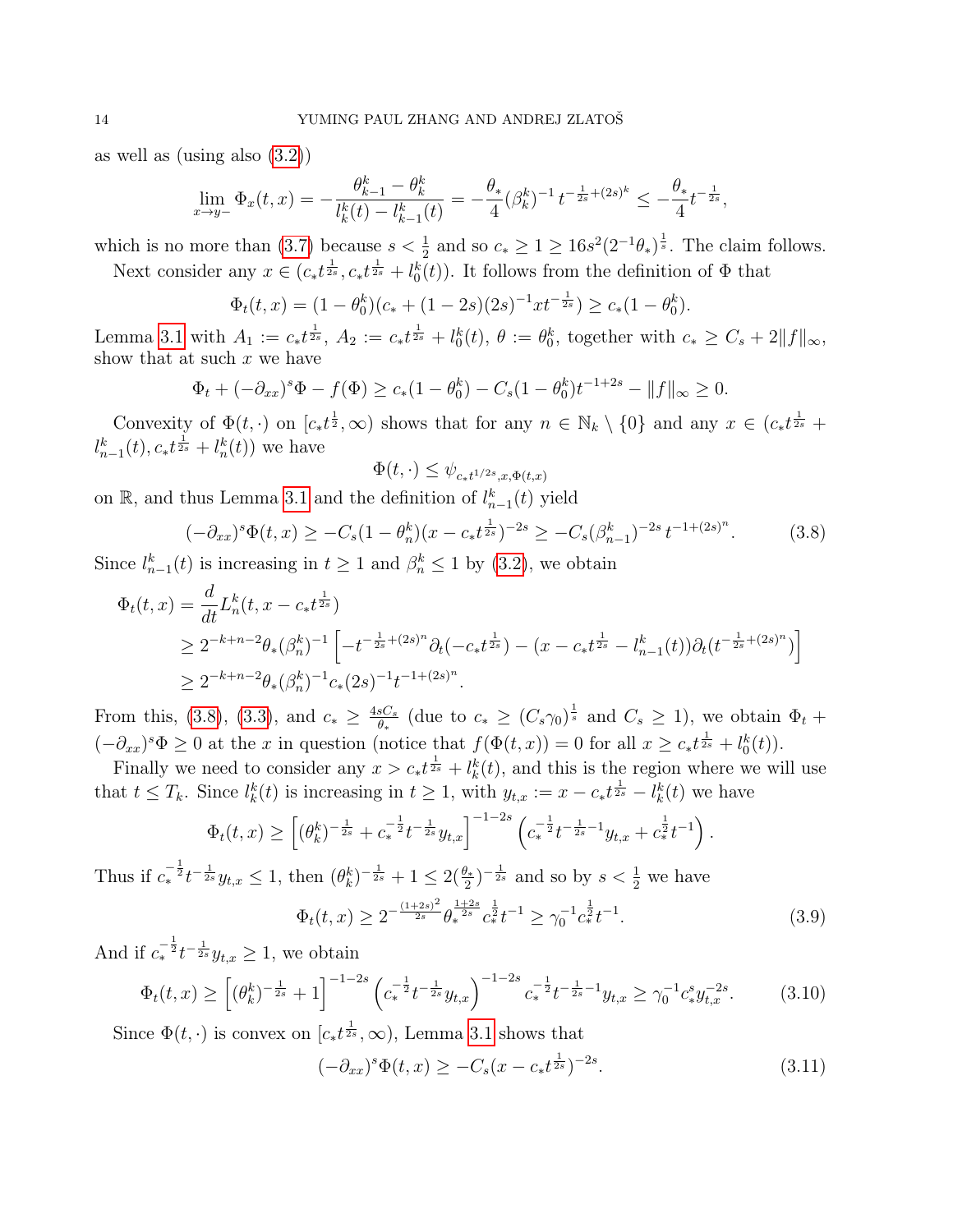as well as (using also (3.2))

$$\lim_{x\to y-} \Phi_x(t,x) = -\frac{\theta_{k-1}^k - \theta_k^k}{l_k^k(t) - l_{k-1}^k(t)} = -\frac{\theta_*}{4}(\beta_k^k)^{-1}\, t^{-\frac{1}{2s}+(2s)^k} \le -\frac{\theta_*}{4} t^{-\frac{1}{2s}},$$

which is no more than (3.7) because $s < \frac{1}{2}$ and so $c_* \ge 1 \ge 16s^2(2^{-1}\theta_*)^{\frac{1}{s}}$. The claim follows.

Next consider any $x \in (c_* t^{\frac{1}{2s}}, c_* t^{\frac{1}{2s}} + l_0^k(t))$. It follows from the definition of $\Phi$ that

$$\Phi_t(t,x) = (1-\theta_0^k)(c_* + (1-2s)(2s)^{-1} x t^{-\frac{1}{2s}}) \ge c_*(1-\theta_0^k).$$

Lemma 3.1 with $A_1 := c_* t^{\frac{1}{2s}}$, $A_2 := c_* t^{\frac{1}{2s}} + l_0^k(t)$, $\theta := \theta_0^k$, together with $c_* \ge C_s + 2\|f\|_\infty$, show that at such $x$ we have

$$\Phi_t + (-\partial_{xx})^s \Phi - f(\Phi) \ge c_*(1-\theta_0^k) - C_s(1-\theta_0^k)t^{-1+2s} - \|f\|_\infty \ge 0.$$

Convexity of $\Phi(t,\cdot)$ on $[c_* t^{\frac{1}{2}}, \infty)$ shows that for any $n \in \mathbb{N}_k \setminus \{0\}$ and any $x \in (c_* t^{\frac{1}{2s}} + l_{n-1}^k(t), c_* t^{\frac{1}{2s}} + l_n^k(t))$ we have

$$\Phi(t,\cdot) \le \psi_{c_* t^{1/2s}, x, \Phi(t,x)}$$

on $\mathbb{R}$, and thus Lemma 3.1 and the definition of $l_{n-1}^k(t)$ yield

$$(-\partial_{xx})^s \Phi(t,x) \ge -C_s(1-\theta_n^k)(x - c_* t^{\frac{1}{2s}})^{-2s} \ge -C_s(\beta_{n-1}^k)^{-2s}\, t^{-1+(2s)^n}. \tag{3.8}$$

Since $l_{n-1}^k(t)$ is increasing in $t \ge 1$ and $\beta_n^k \le 1$ by (3.2), we obtain

$$\begin{aligned}
\Phi_t(t,x) &= \frac{d}{dt} L_n^k(t, x - c_* t^{\frac{1}{2s}}) \\
&\ge 2^{-k+n-2}\theta_*(\beta_n^k)^{-1}\left[ -t^{-\frac{1}{2s}+(2s)^n}\partial_t(-c_* t^{\frac{1}{2s}}) - (x - c_* t^{\frac{1}{2s}} - l_{n-1}^k(t))\partial_t(t^{-\frac{1}{2s}+(2s)^n})\right] \\
&\ge 2^{-k+n-2}\theta_*(\beta_n^k)^{-1} c_*(2s)^{-1} t^{-1+(2s)^n}.
\end{aligned}$$

From this, (3.8), (3.3), and $c_* \ge \frac{4sC_s}{\theta_*}$ (due to $c_* \ge (C_s\gamma_0)^{\frac{1}{s}}$ and $C_s \ge 1$), we obtain $\Phi_t + (-\partial_{xx})^s \Phi \ge 0$ at the $x$ in question (notice that $f(\Phi(t,x)) = 0$ for all $x \ge c_* t^{\frac{1}{2s}} + l_0^k(t)$).

Finally we need to consider any $x > c_* t^{\frac{1}{2s}} + l_k^k(t)$, and this is the region where we will use that $t \le T_k$. Since $l_k^k(t)$ is increasing in $t \ge 1$, with $y_{t,x} := x - c_* t^{\frac{1}{2s}} - l_k^k(t)$ we have

$$\Phi_t(t,x) \ge \left[ (\theta_k^k)^{-\frac{1}{2s}} + c_*^{-\frac{1}{2}} t^{-\frac{1}{2s}} y_{t,x} \right]^{-1-2s} \left( c_*^{-\frac{1}{2}} t^{-\frac{1}{2s}-1} y_{t,x} + c_*^{\frac{1}{2}} t^{-1} \right).$$

Thus if $c_*^{-\frac{1}{2}} t^{-\frac{1}{2s}} y_{t,x} \le 1$, then $(\theta_k^k)^{-\frac{1}{2s}} + 1 \le 2(\frac{\theta_*}{2})^{-\frac{1}{2s}}$ and so by $s < \frac{1}{2}$ we have

$$\Phi_t(t,x) \ge 2^{-\frac{(1+2s)^2}{2s}} \theta_*^{\frac{1+2s}{2s}} c_*^{\frac{1}{2}} t^{-1} \ge \gamma_0^{-1} c_*^{\frac{1}{2}} t^{-1}. \tag{3.9}$$

And if $c_*^{-\frac{1}{2}} t^{-\frac{1}{2s}} y_{t,x} \ge 1$, we obtain

$$\Phi_t(t,x) \ge \left[ (\theta_k^k)^{-\frac{1}{2s}} + 1 \right]^{-1-2s} \left( c_*^{-\frac{1}{2}} t^{-\frac{1}{2s}} y_{t,x} \right)^{-1-2s} c_*^{-\frac{1}{2}} t^{-\frac{1}{2s}-1} y_{t,x} \ge \gamma_0^{-1} c_*^{s} y_{t,x}^{-2s}. \tag{3.10}$$

Since $\Phi(t,\cdot)$ is convex on $[c_* t^{\frac{1}{2s}}, \infty)$, Lemma 3.1 shows that

$$(-\partial_{xx})^s \Phi(t,x) \ge -C_s(x - c_* t^{\frac{1}{2s}})^{-2s}. \tag{3.11}$$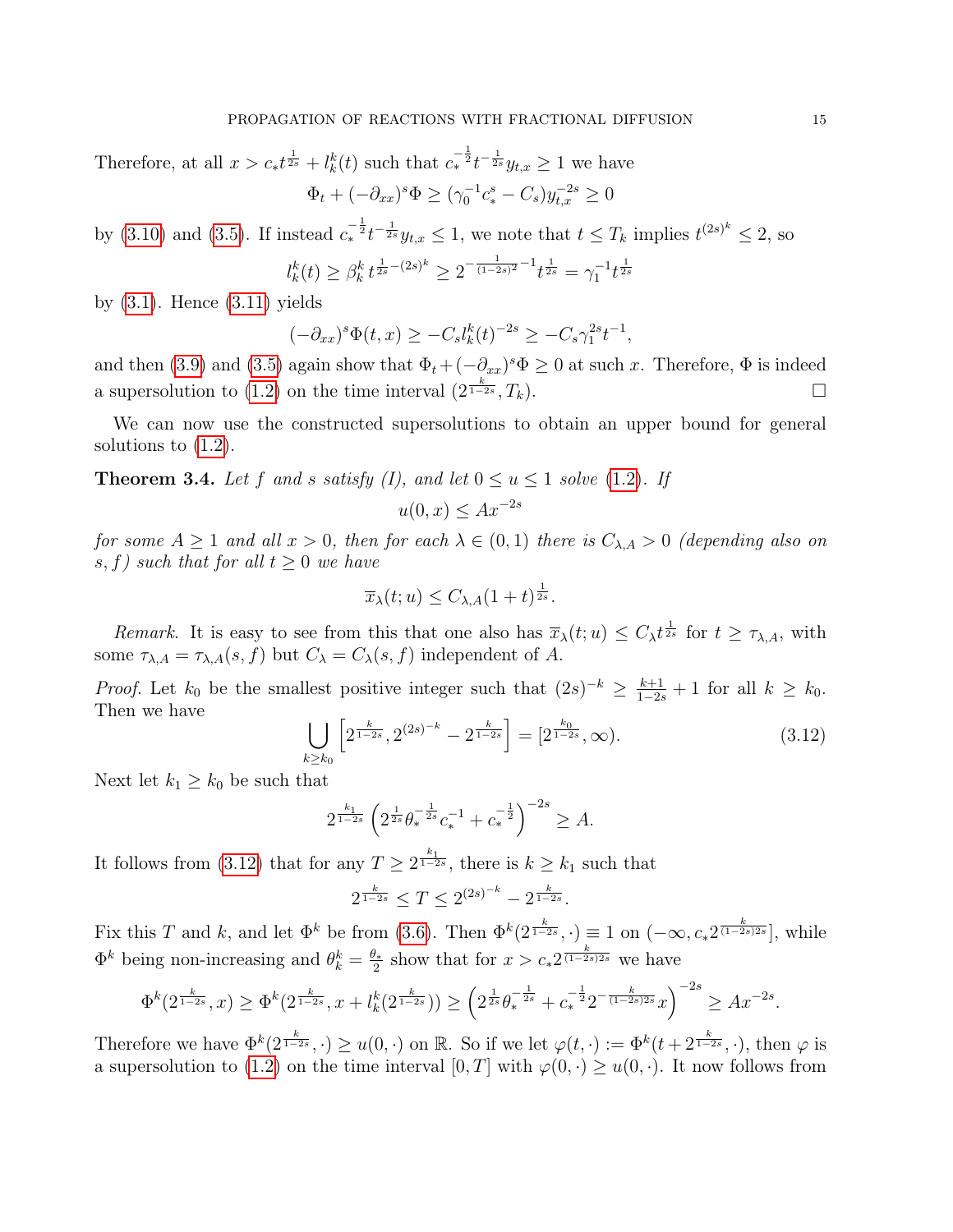Therefore, at all $x > c_* t^{\frac{1}{2s}} + l_k^k(t)$ such that $c_*^{-\frac{1}{2}} t^{-\frac{1}{2s}} y_{t,x} \geq 1$ we have

$$\Phi_t + (-\partial_{xx})^s \Phi \geq (\gamma_0^{-1} c_*^s - C_s) y_{t,x}^{-2s} \geq 0$$

by (3.10) and (3.5). If instead $c_*^{-\frac{1}{2}} t^{-\frac{1}{2s}} y_{t,x} \leq 1$, we note that $t \leq T_k$ implies $t^{(2s)^k} \leq 2$, so

$$l_k^k(t) \geq \beta_k^k \, t^{\frac{1}{2s} - (2s)^k} \geq 2^{-\frac{1}{(1-2s)^2} - 1} t^{\frac{1}{2s}} = \gamma_1^{-1} t^{\frac{1}{2s}}$$

by (3.1). Hence (3.11) yields

$$(-\partial_{xx})^s \Phi(t,x) \geq -C_s l_k^k(t)^{-2s} \geq -C_s \gamma_1^{2s} t^{-1},$$

and then (3.9) and (3.5) again show that $\Phi_t + (-\partial_{xx})^s \Phi \geq 0$ at such $x$. Therefore, $\Phi$ is indeed a supersolution to (1.2) on the time interval $(2^{\frac{k}{1-2s}}, T_k)$. ☐

We can now use the constructed supersolutions to obtain an upper bound for general solutions to (1.2).

**Theorem 3.4.** *Let $f$ and $s$ satisfy (I), and let $0 \leq u \leq 1$ solve (1.2). If*

$$u(0,x) \leq A x^{-2s}$$

*for some $A \geq 1$ and all $x > 0$, then for each $\lambda \in (0,1)$ there is $C_{\lambda,A} > 0$ (depending also on $s, f$) such that for all $t \geq 0$ we have*

$$\overline{x}_\lambda(t; u) \leq C_{\lambda,A} (1+t)^{\frac{1}{2s}}.$$

*Remark.* It is easy to see from this that one also has $\overline{x}_\lambda(t;u) \leq C_\lambda t^{\frac{1}{2s}}$ for $t \geq \tau_{\lambda,A}$, with some $\tau_{\lambda,A} = \tau_{\lambda,A}(s,f)$ but $C_\lambda = C_\lambda(s,f)$ independent of $A$.

*Proof.* Let $k_0$ be the smallest positive integer such that $(2s)^{-k} \geq \frac{k+1}{1-2s} + 1$ for all $k \geq k_0$. Then we have

$$\bigcup_{k \geq k_0} \left[ 2^{\frac{k}{1-2s}}, 2^{(2s)^{-k}} - 2^{\frac{k}{1-2s}} \right] = [2^{\frac{k_0}{1-2s}}, \infty). \tag{3.12}$$

Next let $k_1 \geq k_0$ be such that

$$2^{\frac{k_1}{1-2s}} \left( 2^{\frac{1}{2s}} \theta_*^{-\frac{1}{2s}} c_*^{-1} + c_*^{-\frac{1}{2}} \right)^{-2s} \geq A.$$

It follows from (3.12) that for any $T \geq 2^{\frac{k_1}{1-2s}}$, there is $k \geq k_1$ such that

$$2^{\frac{k}{1-2s}} \leq T \leq 2^{(2s)^{-k}} - 2^{\frac{k}{1-2s}}.$$

Fix this $T$ and $k$, and let $\Phi^k$ be from (3.6). Then $\Phi^k(2^{\frac{k}{1-2s}}, \cdot) \equiv 1$ on $(-\infty, c_* 2^{\frac{k}{(1-2s)2s}}]$, while $\Phi^k$ being non-increasing and $\theta_k^k = \frac{\theta_*}{2}$ show that for $x > c_* 2^{\frac{k}{(1-2s)2s}}$ we have

$$\Phi^k(2^{\frac{k}{1-2s}}, x) \geq \Phi^k(2^{\frac{k}{1-2s}}, x + l_k^k(2^{\frac{k}{1-2s}})) \geq \left( 2^{\frac{1}{2s}} \theta_*^{-\frac{1}{2s}} + c_*^{-\frac{1}{2}} 2^{-\frac{k}{(1-2s)2s}} x \right)^{-2s} \geq A x^{-2s}.$$

Therefore we have $\Phi^k(2^{\frac{k}{1-2s}}, \cdot) \geq u(0, \cdot)$ on $\mathbb{R}$. So if we let $\varphi(t, \cdot) := \Phi^k(t + 2^{\frac{k}{1-2s}}, \cdot)$, then $\varphi$ is a supersolution to (1.2) on the time interval $[0, T]$ with $\varphi(0, \cdot) \geq u(0, \cdot)$. It now follows from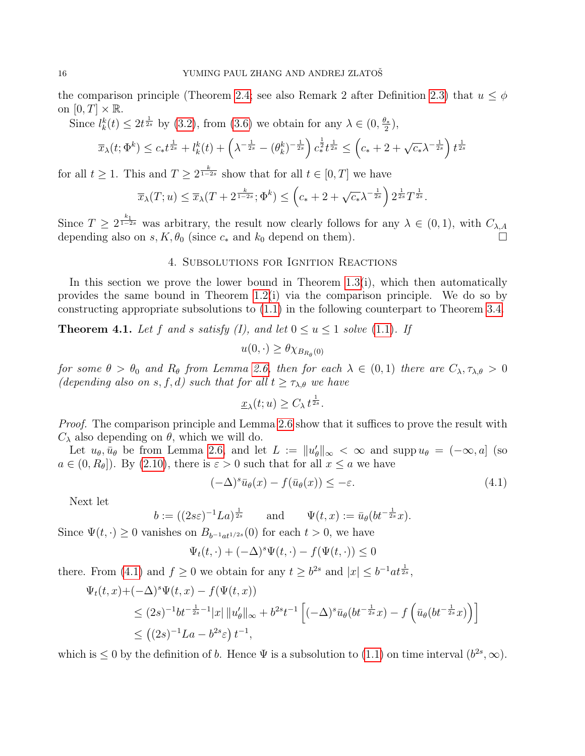the comparison principle (Theorem 2.4; see also Remark 2 after Definition 2.3) that $u \le \phi$ on $[0,T]\times\mathbb{R}$.

Since $l_k^k(t) \le 2t^{\frac{1}{2s}}$ by (3.2), from (3.6) we obtain for any $\lambda \in (0, \frac{\theta_*}{2})$,

$$\overline{x}_\lambda(t;\Phi^k) \le c_* t^{\frac{1}{2s}} + l_k^k(t) + \left(\lambda^{-\frac{1}{2s}} - (\theta_k^k)^{-\frac{1}{2s}}\right) c_*^{\frac{1}{2}} t^{\frac{1}{2s}} \le \left(c_* + 2 + \sqrt{c_*}\lambda^{-\frac{1}{2s}}\right) t^{\frac{1}{2s}}$$

for all $t \ge 1$. This and $T \ge 2^{\frac{k}{1-2s}}$ show that for all $t \in [0,T]$ we have

$$\overline{x}_\lambda(T;u) \le \overline{x}_\lambda(T + 2^{\frac{k}{1-2s}};\Phi^k) \le \left(c_* + 2 + \sqrt{c_*}\lambda^{-\frac{1}{2s}}\right) 2^{\frac{1}{2s}} T^{\frac{1}{2s}}.$$

Since $T \ge 2^{\frac{k_1}{1-2s}}$ was arbitrary, the result now clearly follows for any $\lambda \in (0,1)$, with $C_{\lambda,A}$ depending also on $s, K, \theta_0$ (since $c_*$ and $k_0$ depend on them). $\square$

## 4. Subsolutions for Ignition Reactions

In this section we prove the lower bound in Theorem 1.3(i), which then automatically provides the same bound in Theorem 1.2(i) via the comparison principle. We do so by constructing appropriate subsolutions to (1.1) in the following counterpart to Theorem 3.4.

**Theorem 4.1.** *Let $f$ and $s$ satisfy (I), and let $0 \le u \le 1$ solve (1.1). If*

$$u(0,\cdot) \ge \theta \chi_{B_{R_\theta}(0)}$$

*for some $\theta > \theta_0$ and $R_\theta$ from Lemma 2.6, then for each $\lambda \in (0,1)$ there are $C_\lambda, \tau_{\lambda,\theta} > 0$ (depending also on $s, f, d$) such that for all $t \ge \tau_{\lambda,\theta}$ we have*

$$\underline{x}_\lambda(t;u) \ge C_\lambda\, t^{\frac{1}{2s}}.$$

*Proof.* The comparison principle and Lemma 2.6 show that it suffices to prove the result with $C_\lambda$ also depending on $\theta$, which we will do.

Let $u_\theta, \bar{u}_\theta$ be from Lemma 2.6, and let $L := \|u_\theta'\|_\infty < \infty$ and $\operatorname{supp} u_\theta = (-\infty, a]$ (so $a \in (0, R_\theta]$). By (2.10), there is $\varepsilon > 0$ such that for all $x \le a$ we have

$$(-\Delta)^s \bar{u}_\theta(x) - f(\bar{u}_\theta(x)) \le -\varepsilon. \tag{4.1}$$

Next let

$$b := ((2s\varepsilon)^{-1} L a)^{\frac{1}{2s}} \qquad \text{and} \qquad \Psi(t,x) := \bar{u}_\theta(bt^{-\frac{1}{2s}}x).$$

Since $\Psi(t,\cdot) \ge 0$ vanishes on $B_{b^{-1}at^{1/2s}}(0)$ for each $t > 0$, we have

$$\Psi_t(t,\cdot) + (-\Delta)^s \Psi(t,\cdot) - f(\Psi(t,\cdot)) \le 0$$

there. From (4.1) and $f \ge 0$ we obtain for any $t \ge b^{2s}$ and $|x| \le b^{-1}at^{\frac{1}{2s}}$,

$$\begin{aligned}
\Psi_t(t,x) &+ (-\Delta)^s\Psi(t,x) - f(\Psi(t,x)) \\
&\le (2s)^{-1} b t^{-\frac{1}{2s}-1}|x|\,\|u_\theta'\|_\infty + b^{2s}t^{-1}\left[(-\Delta)^s \bar{u}_\theta(bt^{-\frac{1}{2s}}x) - f\left(\bar{u}_\theta(bt^{-\frac{1}{2s}}x)\right)\right] \\
&\le \left((2s)^{-1} La - b^{2s}\varepsilon\right) t^{-1},
\end{aligned}$$

which is $\le 0$ by the definition of $b$. Hence $\Psi$ is a subsolution to (1.1) on time interval $(b^{2s}, \infty)$.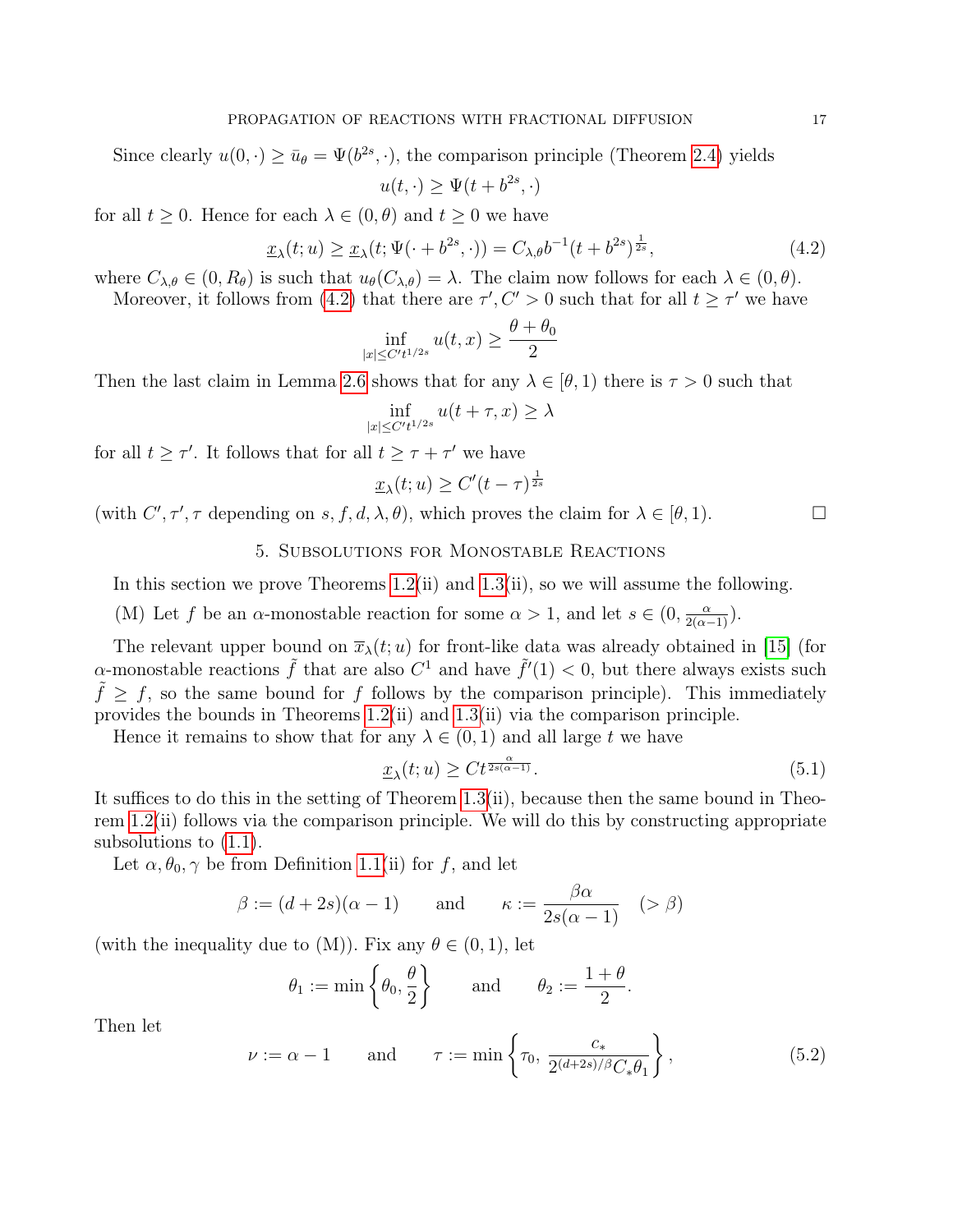Since clearly $u(0,\cdot) \geq \bar{u}_\theta = \Psi(b^{2s},\cdot)$, the comparison principle (Theorem 2.4) yields

$$u(t,\cdot) \geq \Psi(t+b^{2s},\cdot)$$

for all $t \geq 0$. Hence for each $\lambda \in (0,\theta)$ and $t \geq 0$ we have

$$\underline{x}_\lambda(t;u) \geq \underline{x}_\lambda(t;\Psi(\cdot+b^{2s},\cdot)) = C_{\lambda,\theta} b^{-1}(t+b^{2s})^{\frac{1}{2s}}, \tag{4.2}$$

where $C_{\lambda,\theta} \in (0,R_\theta)$ is such that $u_\theta(C_{\lambda,\theta}) = \lambda$. The claim now follows for each $\lambda \in (0,\theta)$.

Moreover, it follows from (4.2) that there are $\tau', C' > 0$ such that for all $t \geq \tau'$ we have

$$\inf_{|x| \leq C' t^{1/2s}} u(t,x) \geq \frac{\theta+\theta_0}{2}$$

Then the last claim in Lemma 2.6 shows that for any $\lambda \in [\theta,1)$ there is $\tau > 0$ such that

$$\inf_{|x| \leq C' t^{1/2s}} u(t+\tau,x) \geq \lambda$$

for all $t \geq \tau'$. It follows that for all $t \geq \tau+\tau'$ we have

$$\underline{x}_\lambda(t;u) \geq C'(t-\tau)^{\frac{1}{2s}}$$

(with $C', \tau', \tau$ depending on $s, f, d, \lambda, \theta$), which proves the claim for $\lambda \in [\theta,1)$. $\square$

## 5. Subsolutions for Monostable Reactions

In this section we prove Theorems 1.2(ii) and 1.3(ii), so we will assume the following.

(M) Let $f$ be an $\alpha$-monostable reaction for some $\alpha > 1$, and let $s \in (0, \frac{\alpha}{2(\alpha-1)})$.

The relevant upper bound on $\overline{x}_\lambda(t;u)$ for front-like data was already obtained in [15] (for $\alpha$-monostable reactions $\tilde{f}$ that are also $C^1$ and have $\tilde{f}'(1) < 0$, but there always exists such $\tilde{f} \geq f$, so the same bound for $f$ follows by the comparison principle). This immediately provides the bounds in Theorems 1.2(ii) and 1.3(ii) via the comparison principle.

Hence it remains to show that for any $\lambda \in (0,1)$ and all large $t$ we have

$$\underline{x}_\lambda(t;u) \geq C t^{\frac{\alpha}{2s(\alpha-1)}}. \tag{5.1}$$

It suffices to do this in the setting of Theorem 1.3(ii), because then the same bound in Theorem 1.2(ii) follows via the comparison principle. We will do this by constructing appropriate subsolutions to (1.1).

Let $\alpha, \theta_0, \gamma$ be from Definition 1.1(ii) for $f$, and let

$$\beta := (d+2s)(\alpha-1) \qquad \text{and} \qquad \kappa := \frac{\beta\alpha}{2s(\alpha-1)} \quad (>\beta)$$

(with the inequality due to (M)). Fix any $\theta \in (0,1)$, let

$$\theta_1 := \min\left\{\theta_0, \frac{\theta}{2}\right\} \qquad \text{and} \qquad \theta_2 := \frac{1+\theta}{2}.$$

Then let

$$\nu := \alpha - 1 \qquad \text{and} \qquad \tau := \min\left\{\tau_0, \frac{c_*}{2^{(d+2s)/\beta} C_* \theta_1}\right\}, \tag{5.2}$$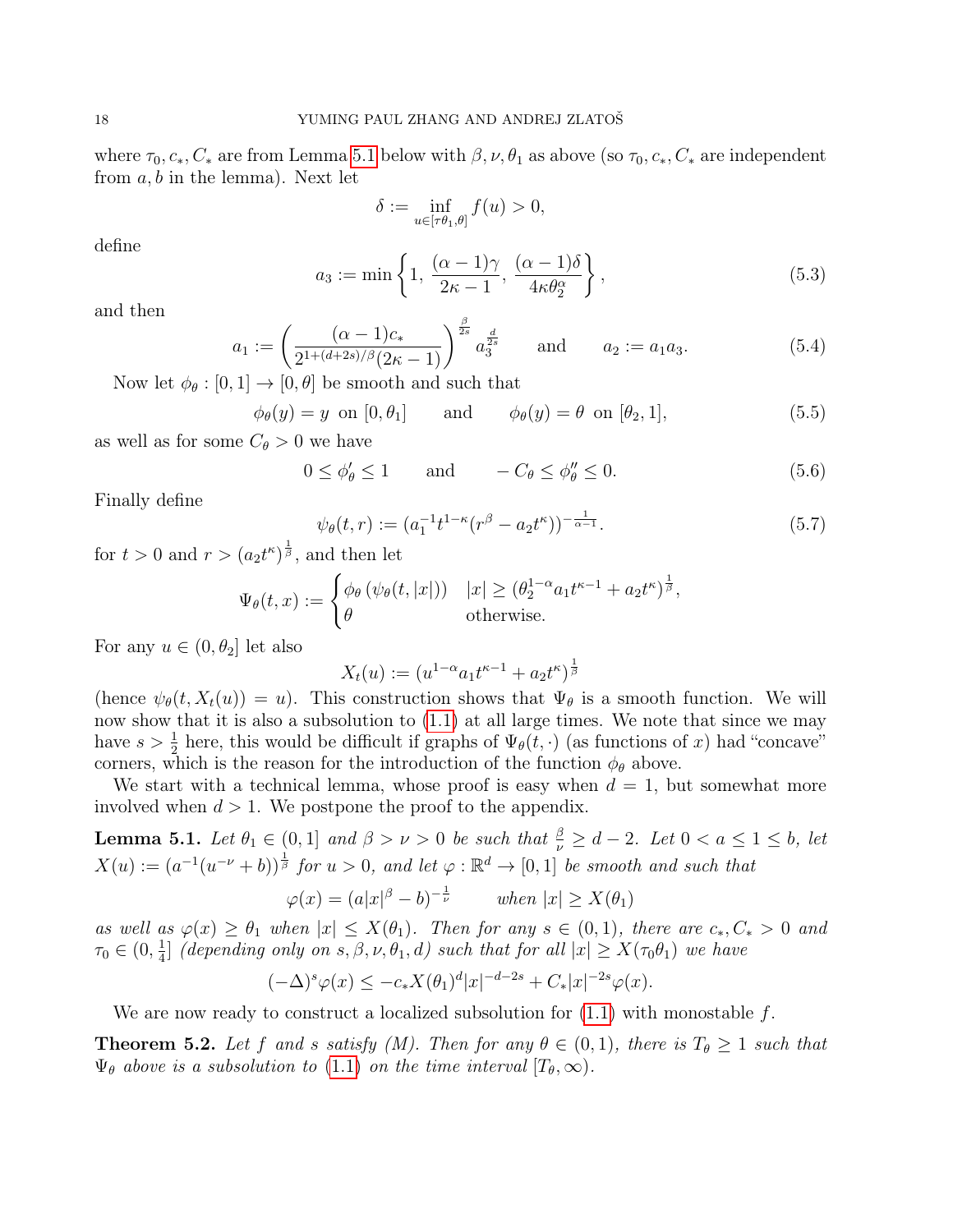where $\tau_0, c_*, C_*$ are from Lemma 5.1 below with $\beta, \nu, \theta_1$ as above (so $\tau_0, c_*, C_*$ are independent from $a, b$ in the lemma). Next let

$$\delta := \inf_{u \in [\tau\theta_1, \theta]} f(u) > 0,$$

define

$$a_3 := \min\left\{1,\ \frac{(\alpha-1)\gamma}{2\kappa-1},\ \frac{(\alpha-1)\delta}{4\kappa\theta_2^\alpha}\right\}, \tag{5.3}$$

and then

$$a_1 := \left(\frac{(\alpha-1)c_*}{2^{1+(d+2s)/\beta}(2\kappa-1)}\right)^{\frac{\beta}{2s}} a_3^{\frac{d}{2s}} \qquad \text{and} \qquad a_2 := a_1 a_3. \tag{5.4}$$

Now let $\phi_\theta : [0,1] \to [0,\theta]$ be smooth and such that

$$\phi_\theta(y) = y \ \text{ on } [0,\theta_1] \qquad \text{and} \qquad \phi_\theta(y) = \theta \ \text{ on } [\theta_2, 1], \tag{5.5}$$

as well as for some $C_\theta > 0$ we have

$$0 \le \phi_\theta' \le 1 \qquad \text{and} \qquad -C_\theta \le \phi_\theta'' \le 0. \tag{5.6}$$

Finally define

$$\psi_\theta(t,r) := (a_1^{-1} t^{1-\kappa}(r^\beta - a_2 t^\kappa))^{-\frac{1}{\alpha-1}}. \tag{5.7}$$

for $t > 0$ and $r > (a_2 t^\kappa)^{\frac{1}{\beta}}$, and then let

$$\Psi_\theta(t,x) := \begin{cases} \phi_\theta\left(\psi_\theta(t,|x|)\right) & |x| \ge (\theta_2^{1-\alpha} a_1 t^{\kappa-1} + a_2 t^\kappa)^{\frac{1}{\beta}}, \\ \theta & \text{otherwise.} \end{cases}$$

For any $u \in (0, \theta_2]$ let also

$$X_t(u) := (u^{1-\alpha} a_1 t^{\kappa-1} + a_2 t^\kappa)^{\frac{1}{\beta}}$$

(hence $\psi_\theta(t, X_t(u)) = u$). This construction shows that $\Psi_\theta$ is a smooth function. We will now show that it is also a subsolution to (1.1) at all large times. We note that since we may have $s > \frac{1}{2}$ here, this would be difficult if graphs of $\Psi_\theta(t,\cdot)$ (as functions of $x$) had "concave" corners, which is the reason for the introduction of the function $\phi_\theta$ above.

We start with a technical lemma, whose proof is easy when $d = 1$, but somewhat more involved when $d > 1$. We postpone the proof to the appendix.

**Lemma 5.1.** *Let $\theta_1 \in (0,1]$ and $\beta > \nu > 0$ be such that $\frac{\beta}{\nu} \ge d-2$. Let $0 < a \le 1 \le b$, let $X(u) := (a^{-1}(u^{-\nu} + b))^{\frac{1}{\beta}}$ for $u > 0$, and let $\varphi : \mathbb{R}^d \to [0,1]$ be smooth and such that*

$$\varphi(x) = (a|x|^\beta - b)^{-\frac{1}{\nu}} \qquad \text{when } |x| \ge X(\theta_1)$$

*as well as $\varphi(x) \ge \theta_1$ when $|x| \le X(\theta_1)$. Then for any $s \in (0,1)$, there are $c_*, C_* > 0$ and $\tau_0 \in (0, \frac{1}{4}]$ (depending only on $s, \beta, \nu, \theta_1, d$) such that for all $|x| \ge X(\tau_0\theta_1)$ we have*

$$(-\Delta)^s \varphi(x) \le -c_* X(\theta_1)^d |x|^{-d-2s} + C_* |x|^{-2s} \varphi(x).$$

We are now ready to construct a localized subsolution for (1.1) with monostable $f$.

**Theorem 5.2.** *Let $f$ and $s$ satisfy (M). Then for any $\theta \in (0,1)$, there is $T_\theta \ge 1$ such that $\Psi_\theta$ above is a subsolution to (1.1) on the time interval $[T_\theta, \infty)$.*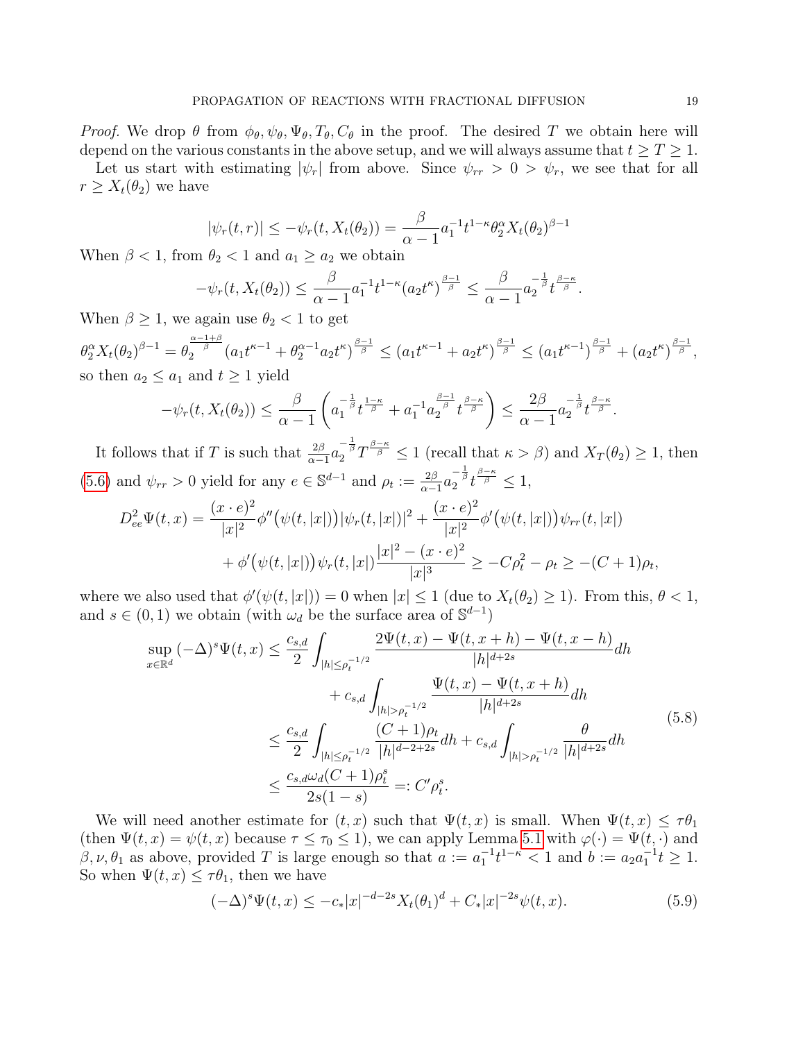*Proof.* We drop $\theta$ from $\phi_\theta, \psi_\theta, \Psi_\theta, T_\theta, C_\theta$ in the proof. The desired $T$ we obtain here will depend on the various constants in the above setup, and we will always assume that $t \geq T \geq 1$.

Let us start with estimating $|\psi_r|$ from above. Since $\psi_{rr} > 0 > \psi_r$, we see that for all $r \geq X_t(\theta_2)$ we have

$$|\psi_r(t,r)| \leq -\psi_r(t, X_t(\theta_2)) = \frac{\beta}{\alpha-1} a_1^{-1} t^{1-\kappa} \theta_2^\alpha X_t(\theta_2)^{\beta-1}$$

When $\beta < 1$, from $\theta_2 < 1$ and $a_1 \geq a_2$ we obtain

$$-\psi_r(t, X_t(\theta_2)) \leq \frac{\beta}{\alpha-1} a_1^{-1} t^{1-\kappa} (a_2 t^\kappa)^{\frac{\beta-1}{\beta}} \leq \frac{\beta}{\alpha-1} a_2^{-\frac{1}{\beta}} t^{\frac{\beta-\kappa}{\beta}}.$$

When $\beta \geq 1$, we again use $\theta_2 < 1$ to get

$$\theta_2^\alpha X_t(\theta_2)^{\beta-1} = \theta_2^{\frac{\alpha-1+\beta}{\beta}} (a_1 t^{\kappa-1} + \theta_2^{\alpha-1} a_2 t^\kappa)^{\frac{\beta-1}{\beta}} \leq (a_1 t^{\kappa-1} + a_2 t^\kappa)^{\frac{\beta-1}{\beta}} \leq (a_1 t^{\kappa-1})^{\frac{\beta-1}{\beta}} + (a_2 t^\kappa)^{\frac{\beta-1}{\beta}},$$

so then $a_2 \leq a_1$ and $t \geq 1$ yield

$$-\psi_r(t, X_t(\theta_2)) \leq \frac{\beta}{\alpha-1} \left( a_1^{-\frac{1}{\beta}} t^{\frac{1-\kappa}{\beta}} + a_1^{-1} a_2^{\frac{\beta-1}{\beta}} t^{\frac{\beta-\kappa}{\beta}} \right) \leq \frac{2\beta}{\alpha-1} a_2^{-\frac{1}{\beta}} t^{\frac{\beta-\kappa}{\beta}}.$$

It follows that if $T$ is such that $\frac{2\beta}{\alpha-1} a_2^{-\frac{1}{\beta}} T^{\frac{\beta-\kappa}{\beta}} \leq 1$ (recall that $\kappa > \beta$) and $X_T(\theta_2) \geq 1$, then (5.6) and $\psi_{rr} > 0$ yield for any $e \in \mathbb{S}^{d-1}$ and $\rho_t := \frac{2\beta}{\alpha-1} a_2^{-\frac{1}{\beta}} t^{\frac{\beta-\kappa}{\beta}} \leq 1$,

$$\begin{aligned} D_{ee}^2 \Psi(t,x) &= \frac{(x \cdot e)^2}{|x|^2} \phi''\big(\psi(t,|x|)\big) |\psi_r(t,|x|)|^2 + \frac{(x \cdot e)^2}{|x|^2} \phi'\big(\psi(t,|x|)\big) \psi_{rr}(t,|x|) \\ &\quad + \phi'\big(\psi(t,|x|)\big) \psi_r(t,|x|) \frac{|x|^2 - (x \cdot e)^2}{|x|^3} \geq -C\rho_t^2 - \rho_t \geq -(C+1)\rho_t, \end{aligned}$$

where we also used that $\phi'(\psi(t,|x|)) = 0$ when $|x| \leq 1$ (due to $X_t(\theta_2) \geq 1$). From this, $\theta < 1$, and $s \in (0,1)$ we obtain (with $\omega_d$ be the surface area of $\mathbb{S}^{d-1}$)

$$\begin{aligned} \sup_{x \in \mathbb{R}^d} (-\Delta)^s \Psi(t,x) &\leq \frac{c_{s,d}}{2} \int_{|h| \leq \rho_t^{-1/2}} \frac{2\Psi(t,x) - \Psi(t,x+h) - \Psi(t,x-h)}{|h|^{d+2s}} dh \\ &\quad + c_{s,d} \int_{|h| > \rho_t^{-1/2}} \frac{\Psi(t,x) - \Psi(t,x+h)}{|h|^{d+2s}} dh \\ &\leq \frac{c_{s,d}}{2} \int_{|h| \leq \rho_t^{-1/2}} \frac{(C+1)\rho_t}{|h|^{d-2+2s}} dh + c_{s,d} \int_{|h| > \rho_t^{-1/2}} \frac{\theta}{|h|^{d+2s}} dh \\ &\leq \frac{c_{s,d} \omega_d (C+1) \rho_t^s}{2s(1-s)} =: C' \rho_t^s. \end{aligned} \tag{5.8}$$

We will need another estimate for $(t,x)$ such that $\Psi(t,x)$ is small. When $\Psi(t,x) \leq \tau\theta_1$ (then $\Psi(t,x) = \psi(t,x)$ because $\tau \leq \tau_0 \leq 1$), we can apply Lemma 5.1 with $\varphi(\cdot) = \Psi(t,\cdot)$ and $\beta, \nu, \theta_1$ as above, provided $T$ is large enough so that $a := a_1^{-1} t^{1-\kappa} < 1$ and $b := a_2 a_1^{-1} t \geq 1$. So when $\Psi(t,x) \leq \tau\theta_1$, then we have

$$(-\Delta)^s \Psi(t,x) \leq -c_* |x|^{-d-2s} X_t(\theta_1)^d + C_* |x|^{-2s} \psi(t,x). \tag{5.9}$$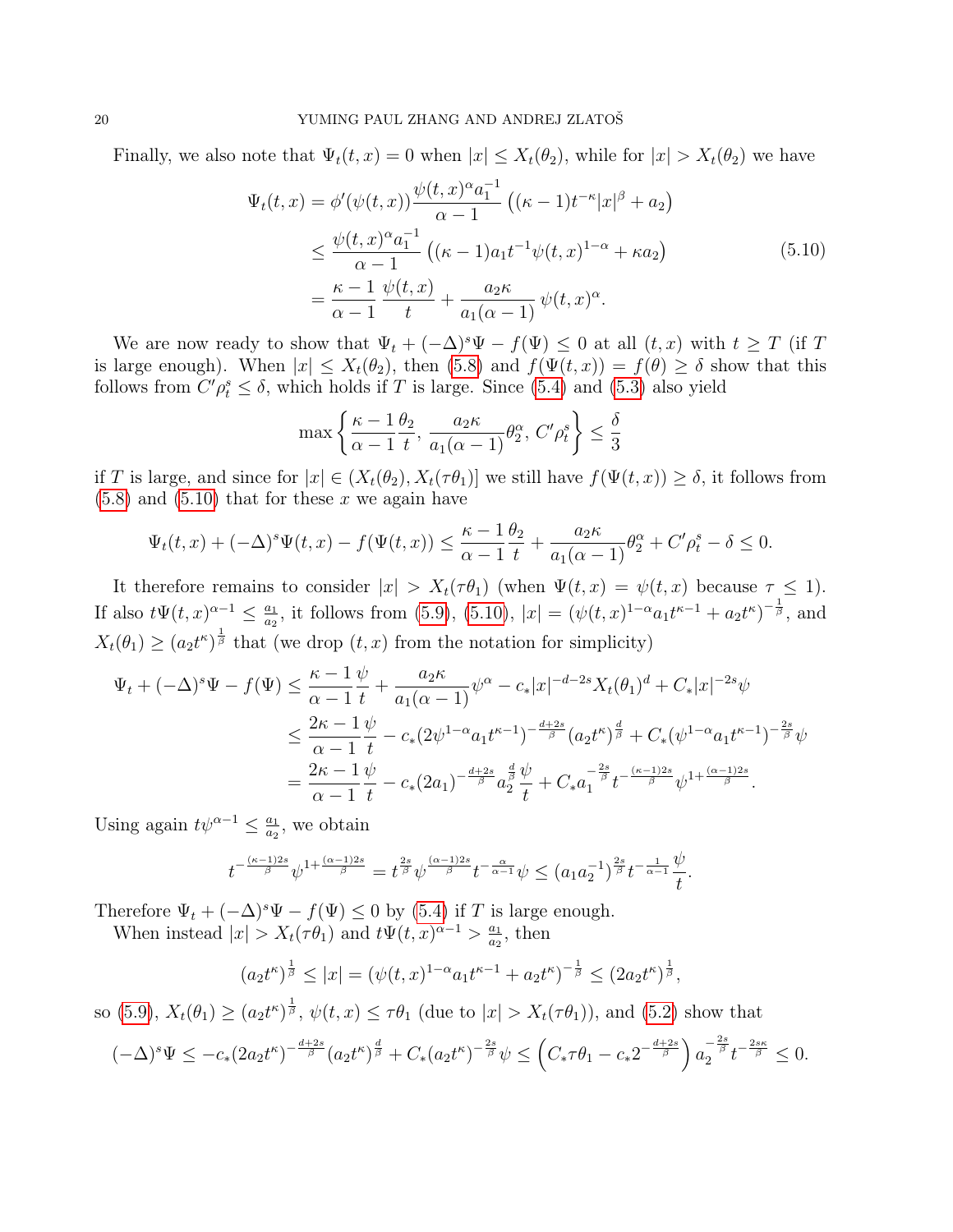Finally, we also note that $\Psi_t(t,x) = 0$ when $|x| \le X_t(\theta_2)$, while for $|x| > X_t(\theta_2)$ we have

$$
\begin{aligned}
\Psi_t(t,x) &= \phi'(\psi(t,x))\frac{\psi(t,x)^\alpha a_1^{-1}}{\alpha-1}\left((\kappa-1)t^{-\kappa}|x|^\beta + a_2\right)\\
&\le \frac{\psi(t,x)^\alpha a_1^{-1}}{\alpha-1}\left((\kappa-1)a_1 t^{-1}\psi(t,x)^{1-\alpha} + \kappa a_2\right) \qquad (5.10)\\
&= \frac{\kappa-1}{\alpha-1}\,\frac{\psi(t,x)}{t} + \frac{a_2\kappa}{a_1(\alpha-1)}\,\psi(t,x)^\alpha.
\end{aligned}
$$

We are now ready to show that $\Psi_t + (-\Delta)^s\Psi - f(\Psi) \le 0$ at all $(t,x)$ with $t \ge T$ (if $T$ is large enough). When $|x| \le X_t(\theta_2)$, then (5.8) and $f(\Psi(t,x)) = f(\theta) \ge \delta$ show that this follows from $C'\rho_t^s \le \delta$, which holds if $T$ is large. Since (5.4) and (5.3) also yield

$$
\max\left\{\frac{\kappa-1}{\alpha-1}\frac{\theta_2}{t},\ \frac{a_2\kappa}{a_1(\alpha-1)}\theta_2^\alpha,\ C'\rho_t^s\right\} \le \frac{\delta}{3}
$$

if $T$ is large, and since for $|x| \in (X_t(\theta_2), X_t(\tau\theta_1)]$ we still have $f(\Psi(t,x)) \ge \delta$, it follows from (5.8) and (5.10) that for these $x$ we again have

$$
\Psi_t(t,x) + (-\Delta)^s\Psi(t,x) - f(\Psi(t,x)) \le \frac{\kappa-1}{\alpha-1}\frac{\theta_2}{t} + \frac{a_2\kappa}{a_1(\alpha-1)}\theta_2^\alpha + C'\rho_t^s - \delta \le 0.
$$

It therefore remains to consider $|x| > X_t(\tau\theta_1)$ (when $\Psi(t,x) = \psi(t,x)$ because $\tau \le 1$). If also $t\Psi(t,x)^{\alpha-1} \le \frac{a_1}{a_2}$, it follows from (5.9), (5.10), $|x| = (\psi(t,x)^{1-\alpha}a_1 t^{\kappa-1} + a_2 t^\kappa)^{-\frac{1}{\beta}}$, and $X_t(\theta_1) \ge (a_2t^\kappa)^{\frac{1}{\beta}}$ that (we drop $(t,x)$ from the notation for simplicity)

$$
\begin{aligned}
\Psi_t + (-\Delta)^s\Psi - f(\Psi) &\le \frac{\kappa-1}{\alpha-1}\frac{\psi}{t} + \frac{a_2\kappa}{a_1(\alpha-1)}\psi^\alpha - c_*|x|^{-d-2s}X_t(\theta_1)^d + C_*|x|^{-2s}\psi\\
&\le \frac{2\kappa-1}{\alpha-1}\frac{\psi}{t} - c_*(2\psi^{1-\alpha}a_1t^{\kappa-1})^{-\frac{d+2s}{\beta}}(a_2t^\kappa)^{\frac{d}{\beta}} + C_*(\psi^{1-\alpha}a_1t^{\kappa-1})^{-\frac{2s}{\beta}}\psi\\
&= \frac{2\kappa-1}{\alpha-1}\frac{\psi}{t} - c_*(2a_1)^{-\frac{d+2s}{\beta}}a_2^{\frac{d}{\beta}}\frac{\psi}{t} + C_*a_1^{-\frac{2s}{\beta}}t^{-\frac{(\kappa-1)2s}{\beta}}\psi^{1+\frac{(\alpha-1)2s}{\beta}}.
\end{aligned}
$$

Using again $t\psi^{\alpha-1} \le \frac{a_1}{a_2}$, we obtain

$$
t^{-\frac{(\kappa-1)2s}{\beta}}\psi^{1+\frac{(\alpha-1)2s}{\beta}} = t^{\frac{2s}{\beta}}\psi^{\frac{(\alpha-1)2s}{\beta}}t^{-\frac{\alpha}{\alpha-1}}\psi \le (a_1a_2^{-1})^{\frac{2s}{\beta}}t^{-\frac{1}{\alpha-1}}\frac{\psi}{t}.
$$

Therefore $\Psi_t + (-\Delta)^s\Psi - f(\Psi) \le 0$ by (5.4) if $T$ is large enough.

When instead $|x| > X_t(\tau\theta_1)$ and $t\Psi(t,x)^{\alpha-1} > \frac{a_1}{a_2}$, then

$$
(a_2t^\kappa)^{\frac{1}{\beta}} \le |x| = (\psi(t,x)^{1-\alpha}a_1t^{\kappa-1} + a_2t^\kappa)^{-\frac{1}{\beta}} \le (2a_2t^\kappa)^{\frac{1}{\beta}},
$$

so (5.9), $X_t(\theta_1) \ge (a_2t^\kappa)^{\frac{1}{\beta}}$, $\psi(t,x) \le \tau\theta_1$ (due to $|x| > X_t(\tau\theta_1)$), and (5.2) show that

$$
(-\Delta)^s\Psi \le -c_*(2a_2t^\kappa)^{-\frac{d+2s}{\beta}}(a_2t^\kappa)^{\frac{d}{\beta}} + C_*(a_2t^\kappa)^{-\frac{2s}{\beta}}\psi \le \left(C_*\tau\theta_1 - c_*2^{-\frac{d+2s}{\beta}}\right)a_2^{-\frac{2s}{\beta}}t^{-\frac{2s\kappa}{\beta}} \le 0.
$$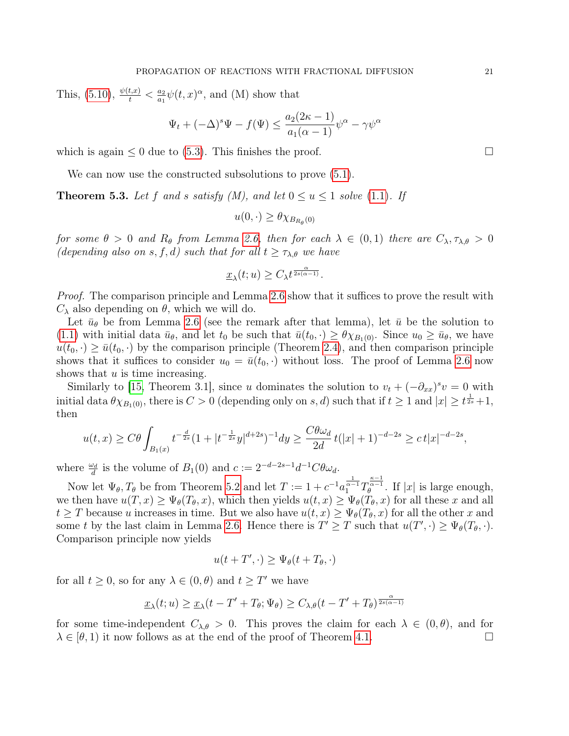This, (5.10), $\frac{\psi(t,x)}{t} < \frac{a_2}{a_1}\psi(t,x)^\alpha$, and (M) show that

$$\Psi_t + (-\Delta)^s \Psi - f(\Psi) \le \frac{a_2(2\kappa - 1)}{a_1(\alpha - 1)} \psi^\alpha - \gamma \psi^\alpha$$

which is again $\le 0$ due to (5.3). This finishes the proof. ☐

We can now use the constructed subsolutions to prove (5.1).

**Theorem 5.3.** *Let $f$ and $s$ satisfy (M), and let $0 \le u \le 1$ solve (1.1). If*

$$u(0,\cdot) \ge \theta \chi_{B_{R_\theta}(0)}$$

*for some $\theta > 0$ and $R_\theta$ from Lemma 2.6, then for each $\lambda \in (0,1)$ there are $C_\lambda, \tau_{\lambda,\theta} > 0$ (depending also on $s, f, d$) such that for all $t \ge \tau_{\lambda,\theta}$ we have*

$$\underline{x}_\lambda(t;u) \ge C_\lambda t^{\frac{\alpha}{2s(\alpha-1)}}.$$

*Proof.* The comparison principle and Lemma 2.6 show that it suffices to prove the result with $C_\lambda$ also depending on $\theta$, which we will do.

Let $\bar{u}_\theta$ be from Lemma 2.6 (see the remark after that lemma), let $\bar{u}$ be the solution to (1.1) with initial data $\bar{u}_\theta$, and let $t_0$ be such that $\bar{u}(t_0,\cdot) \ge \theta \chi_{B_1(0)}$. Since $u_0 \ge \bar{u}_\theta$, we have $u(t_0,\cdot) \ge \bar{u}(t_0,\cdot)$ by the comparison principle (Theorem 2.4), and then comparison principle shows that it suffices to consider $u_0 = \bar{u}(t_0,\cdot)$ without loss. The proof of Lemma 2.6 now shows that $u$ is time increasing.

Similarly to [15, Theorem 3.1], since $u$ dominates the solution to $v_t + (-\partial_{xx})^s v = 0$ with initial data $\theta \chi_{B_1(0)}$, there is $C > 0$ (depending only on $s, d$) such that if $t \ge 1$ and $|x| \ge t^{\frac{1}{2s}} + 1$, then

$$u(t,x) \ge C\theta \int_{B_1(x)} t^{-\frac{d}{2s}} (1 + |t^{-\frac{1}{2s}} y|^{d+2s})^{-1} dy \ge \frac{C\theta\omega_d}{2d}\, t(|x|+1)^{-d-2s} \ge c\, t|x|^{-d-2s},$$

where $\frac{\omega_d}{d}$ is the volume of $B_1(0)$ and $c := 2^{-d-2s-1} d^{-1} C\theta\omega_d$.

Now let $\Psi_\theta, T_\theta$ be from Theorem 5.2 and let $T := 1 + c^{-1} a_1^{\frac{1}{\alpha-1}} T_\theta^{\frac{\kappa-1}{\alpha-1}}$. If $|x|$ is large enough, we then have $u(T,x) \ge \Psi_\theta(T_\theta, x)$, which then yields $u(t,x) \ge \Psi_\theta(T_\theta,x)$ for all these $x$ and all $t \ge T$ because $u$ increases in time. But we also have $u(t,x) \ge \Psi_\theta(T_\theta,x)$ for all the other $x$ and some $t$ by the last claim in Lemma 2.6. Hence there is $T' \ge T$ such that $u(T',\cdot) \ge \Psi_\theta(T_\theta,\cdot)$. Comparison principle now yields

$$u(t+T',\cdot) \ge \Psi_\theta(t+T_\theta,\cdot)$$

for all $t \ge 0$, so for any $\lambda \in (0,\theta)$ and $t \ge T'$ we have

$$\underline{x}_\lambda(t;u) \ge \underline{x}_\lambda(t - T' + T_\theta; \Psi_\theta) \ge C_{\lambda,\theta}(t - T' + T_\theta)^{\frac{\alpha}{2s(\alpha-1)}}$$

for some time-independent $C_{\lambda,\theta} > 0$. This proves the claim for each $\lambda \in (0,\theta)$, and for $\lambda \in [\theta,1)$ it now follows as at the end of the proof of Theorem 4.1. ☐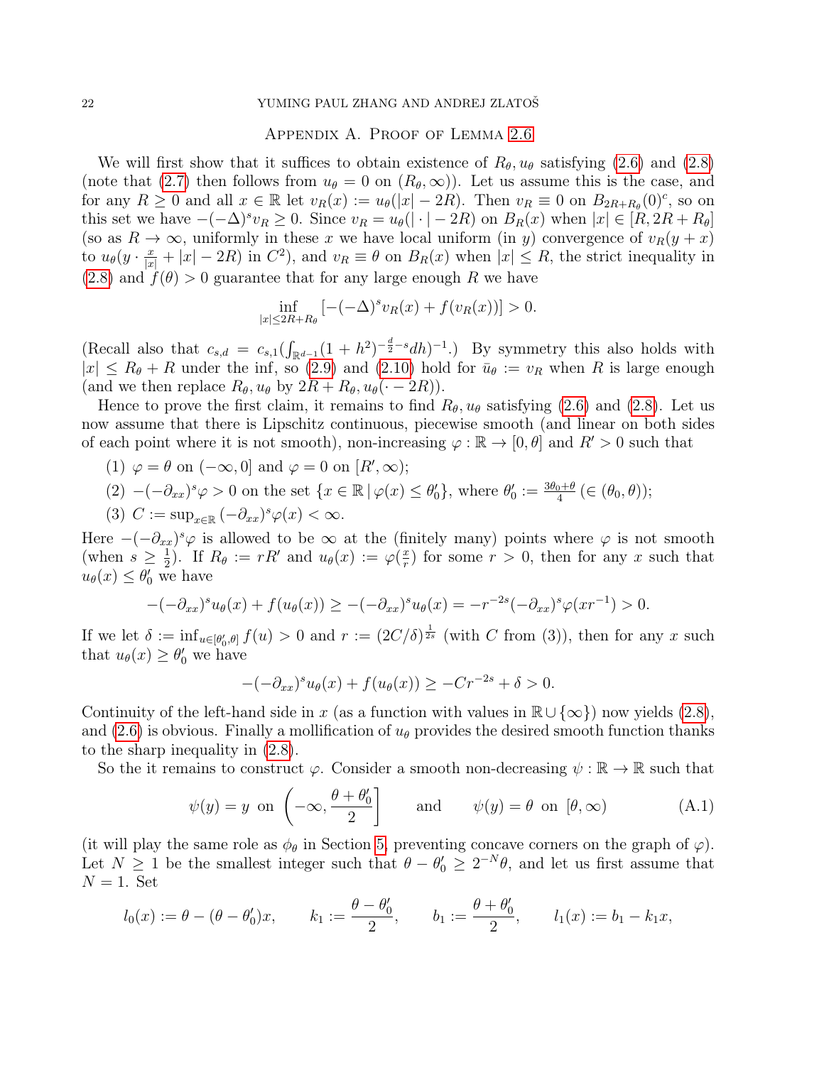## Appendix A. Proof of Lemma 2.6

We will first show that it suffices to obtain existence of $R_\theta, u_\theta$ satisfying (2.6) and (2.8) (note that (2.7) then follows from $u_\theta = 0$ on $(R_\theta, \infty)$). Let us assume this is the case, and for any $R \ge 0$ and all $x \in \mathbb{R}$ let $v_R(x) := u_\theta(|x| - 2R)$. Then $v_R \equiv 0$ on $B_{2R+R_\theta}(0)^c$, so on this set we have $-(-\Delta)^s v_R \ge 0$. Since $v_R = u_\theta(|\cdot| - 2R)$ on $B_R(x)$ when $|x| \in [R, 2R + R_\theta]$ (so as $R \to \infty$, uniformly in these $x$ we have local uniform (in $y$) convergence of $v_R(y + x)$ to $u_\theta(y \cdot \frac{x}{|x|} + |x| - 2R)$ in $C^2$), and $v_R \equiv \theta$ on $B_R(x)$ when $|x| \le R$, the strict inequality in (2.8) and $f(\theta) > 0$ guarantee that for any large enough $R$ we have

$$\inf_{|x| \le 2R + R_\theta} [-(-\Delta)^s v_R(x) + f(v_R(x))] > 0.$$

(Recall also that $c_{s,d} = c_{s,1}(\int_{\mathbb{R}^{d-1}}(1 + h^2)^{-\frac{d}{2} - s} dh)^{-1}$.) By symmetry this also holds with $|x| \le R_\theta + R$ under the inf, so (2.9) and (2.10) hold for $\bar{u}_\theta := v_R$ when $R$ is large enough (and we then replace $R_\theta, u_\theta$ by $2R + R_\theta, u_\theta(\cdot - 2R)$).

Hence to prove the first claim, it remains to find $R_\theta, u_\theta$ satisfying (2.6) and (2.8). Let us now assume that there is Lipschitz continuous, piecewise smooth (and linear on both sides of each point where it is not smooth), non-increasing $\varphi : \mathbb{R} \to [0, \theta]$ and $R' > 0$ such that

1. $\varphi = \theta$ on $(-\infty, 0]$ and $\varphi = 0$ on $[R', \infty)$;
2. $-(-\partial_{xx})^s \varphi > 0$ on the set $\{x \in \mathbb{R} \,|\, \varphi(x) \le \theta_0'\}$, where $\theta_0' := \frac{3\theta_0 + \theta}{4}$ $(\in (\theta_0, \theta))$;
3. $C := \sup_{x \in \mathbb{R}} (-\partial_{xx})^s \varphi(x) < \infty$.

Here $-(-\partial_{xx})^s \varphi$ is allowed to be $\infty$ at the (finitely many) points where $\varphi$ is not smooth (when $s \ge \frac{1}{2}$). If $R_\theta := rR'$ and $u_\theta(x) := \varphi(\frac{x}{r})$ for some $r > 0$, then for any $x$ such that $u_\theta(x) \le \theta_0'$ we have

$$-(-\partial_{xx})^s u_\theta(x) + f(u_\theta(x)) \ge -(-\partial_{xx})^s u_\theta(x) = -r^{-2s}(-\partial_{xx})^s \varphi(xr^{-1}) > 0.$$

If we let $\delta := \inf_{u \in [\theta_0', \theta]} f(u) > 0$ and $r := (2C/\delta)^{\frac{1}{2s}}$ (with $C$ from (3)), then for any $x$ such that $u_\theta(x) \ge \theta_0'$ we have

$$-(-\partial_{xx})^s u_\theta(x) + f(u_\theta(x)) \ge -Cr^{-2s} + \delta > 0.$$

Continuity of the left-hand side in $x$ (as a function with values in $\mathbb{R} \cup \{\infty\}$) now yields (2.8), and (2.6) is obvious. Finally a mollification of $u_\theta$ provides the desired smooth function thanks to the sharp inequality in (2.8).

So the it remains to construct $\varphi$. Consider a smooth non-decreasing $\psi : \mathbb{R} \to \mathbb{R}$ such that

$$\psi(y) = y \text{ on } \left(-\infty, \frac{\theta + \theta_0'}{2}\right] \qquad \text{and} \qquad \psi(y) = \theta \text{ on } [\theta, \infty) \tag{A.1}$$

(it will play the same role as $\phi_\theta$ in Section 5, preventing concave corners on the graph of $\varphi$). Let $N \ge 1$ be the smallest integer such that $\theta - \theta_0' \ge 2^{-N}\theta$, and let us first assume that $N = 1$. Set

$$l_0(x) := \theta - (\theta - \theta_0')x, \qquad k_1 := \frac{\theta - \theta_0'}{2}, \qquad b_1 := \frac{\theta + \theta_0'}{2}, \qquad l_1(x) := b_1 - k_1 x,$$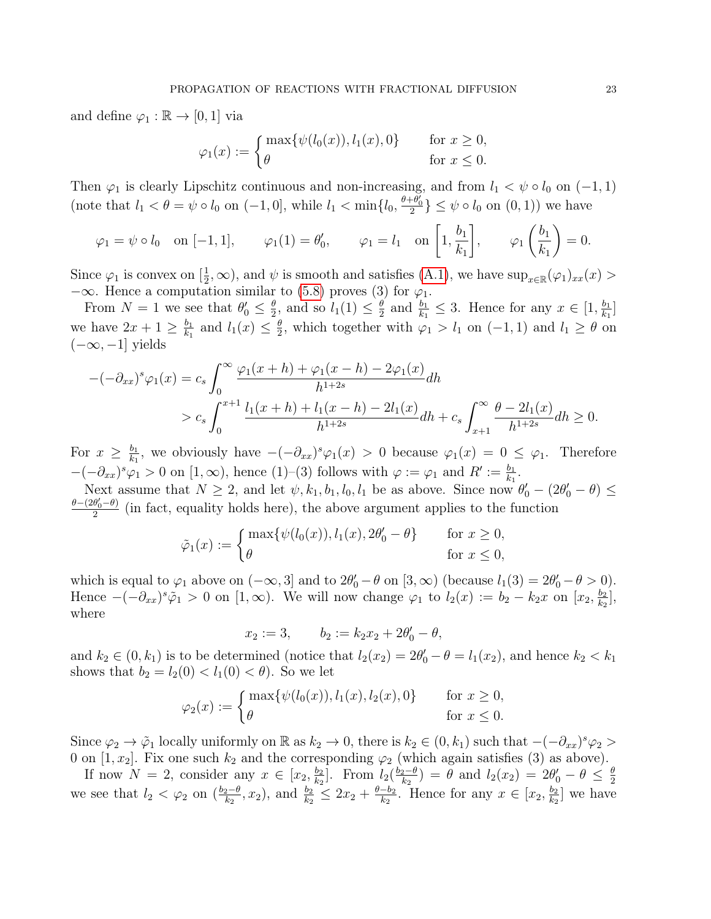and define $\varphi_1 : \mathbb{R} \to [0,1]$ via

$$\varphi_1(x) := \begin{cases} \max\{\psi(l_0(x)), l_1(x), 0\} & \text{for } x \geq 0, \\ \theta & \text{for } x \leq 0. \end{cases}$$

Then $\varphi_1$ is clearly Lipschitz continuous and non-increasing, and from $l_1 < \psi \circ l_0$ on $(-1,1)$ (note that $l_1 < \theta = \psi \circ l_0$ on $(-1, 0]$, while $l_1 < \min\{l_0, \frac{\theta+\theta_0'}{2}\} \leq \psi \circ l_0$ on $(0,1)$) we have

$$\varphi_1 = \psi \circ l_0 \quad \text{on } [-1,1], \qquad \varphi_1(1) = \theta_0', \qquad \varphi_1 = l_1 \quad \text{on } \left[1, \frac{b_1}{k_1}\right], \qquad \varphi_1\left(\frac{b_1}{k_1}\right) = 0.$$

Since $\varphi_1$ is convex on $[\frac{1}{2}, \infty)$, and $\psi$ is smooth and satisfies (A.1), we have $\sup_{x\in\mathbb{R}}(\varphi_1)_{xx}(x) > -\infty$. Hence a computation similar to (5.8) proves (3) for $\varphi_1$.

From $N = 1$ we see that $\theta_0' \leq \frac{\theta}{2}$, and so $l_1(1) \leq \frac{\theta}{2}$ and $\frac{b_1}{k_1} \leq 3$. Hence for any $x \in [1, \frac{b_1}{k_1}]$ we have $2x + 1 \geq \frac{b_1}{k_1}$ and $l_1(x) \leq \frac{\theta}{2}$, which together with $\varphi_1 > l_1$ on $(-1,1)$ and $l_1 \geq \theta$ on $(-\infty, -1]$ yields

$$\begin{aligned} -(-\partial_{xx})^s \varphi_1(x) &= c_s \int_0^\infty \frac{\varphi_1(x+h) + \varphi_1(x-h) - 2\varphi_1(x)}{h^{1+2s}} dh \\ &> c_s \int_0^{x+1} \frac{l_1(x+h) + l_1(x-h) - 2l_1(x)}{h^{1+2s}} dh + c_s \int_{x+1}^\infty \frac{\theta - 2l_1(x)}{h^{1+2s}} dh \geq 0. \end{aligned}$$

For $x \geq \frac{b_1}{k_1}$, we obviously have $-(-\partial_{xx})^s \varphi_1(x) > 0$ because $\varphi_1(x) = 0 \leq \varphi_1$. Therefore $-(-\partial_{xx})^s \varphi_1 > 0$ on $[1, \infty)$, hence (1)–(3) follows with $\varphi := \varphi_1$ and $R' := \frac{b_1}{k_1}$.

Next assume that $N \geq 2$, and let $\psi, k_1, b_1, l_0, l_1$ be as above. Since now $\theta_0' - (2\theta_0' - \theta) \leq \frac{\theta - (2\theta_0' - \theta)}{2}$ (in fact, equality holds here), the above argument applies to the function

$$\tilde{\varphi}_1(x) := \begin{cases} \max\{\psi(l_0(x)), l_1(x), 2\theta_0' - \theta\} & \text{for } x \geq 0, \\ \theta & \text{for } x \leq 0, \end{cases}$$

which is equal to $\varphi_1$ above on $(-\infty, 3]$ and to $2\theta_0' - \theta$ on $[3, \infty)$ (because $l_1(3) = 2\theta_0' - \theta > 0$). Hence $-(-\partial_{xx})^s \tilde{\varphi}_1 > 0$ on $[1, \infty)$. We will now change $\varphi_1$ to $l_2(x) := b_2 - k_2 x$ on $[x_2, \frac{b_2}{k_2}]$, where

$$x_2 := 3, \qquad b_2 := k_2 x_2 + 2\theta_0' - \theta,$$

and $k_2 \in (0, k_1)$ is to be determined (notice that $l_2(x_2) = 2\theta_0' - \theta = l_1(x_2)$, and hence $k_2 < k_1$ shows that $b_2 = l_2(0) < l_1(0) < \theta$). So we let

$$\varphi_2(x) := \begin{cases} \max\{\psi(l_0(x)), l_1(x), l_2(x), 0\} & \text{for } x \geq 0, \\ \theta & \text{for } x \leq 0. \end{cases}$$

Since $\varphi_2 \to \tilde{\varphi}_1$ locally uniformly on $\mathbb{R}$ as $k_2 \to 0$, there is $k_2 \in (0, k_1)$ such that $-(-\partial_{xx})^s \varphi_2 > 0$ on $[1, x_2]$. Fix one such $k_2$ and the corresponding $\varphi_2$ (which again satisfies (3) as above).

If now $N = 2$, consider any $x \in [x_2, \frac{b_2}{k_2}]$. From $l_2(\frac{b_2 - \theta}{k_2}) = \theta$ and $l_2(x_2) = 2\theta_0' - \theta \leq \frac{\theta}{2}$ we see that $l_2 < \varphi_2$ on $(\frac{b_2 - \theta}{k_2}, x_2)$, and $\frac{b_2}{k_2} \leq 2x_2 + \frac{\theta - b_2}{k_2}$. Hence for any $x \in [x_2, \frac{b_2}{k_2}]$ we have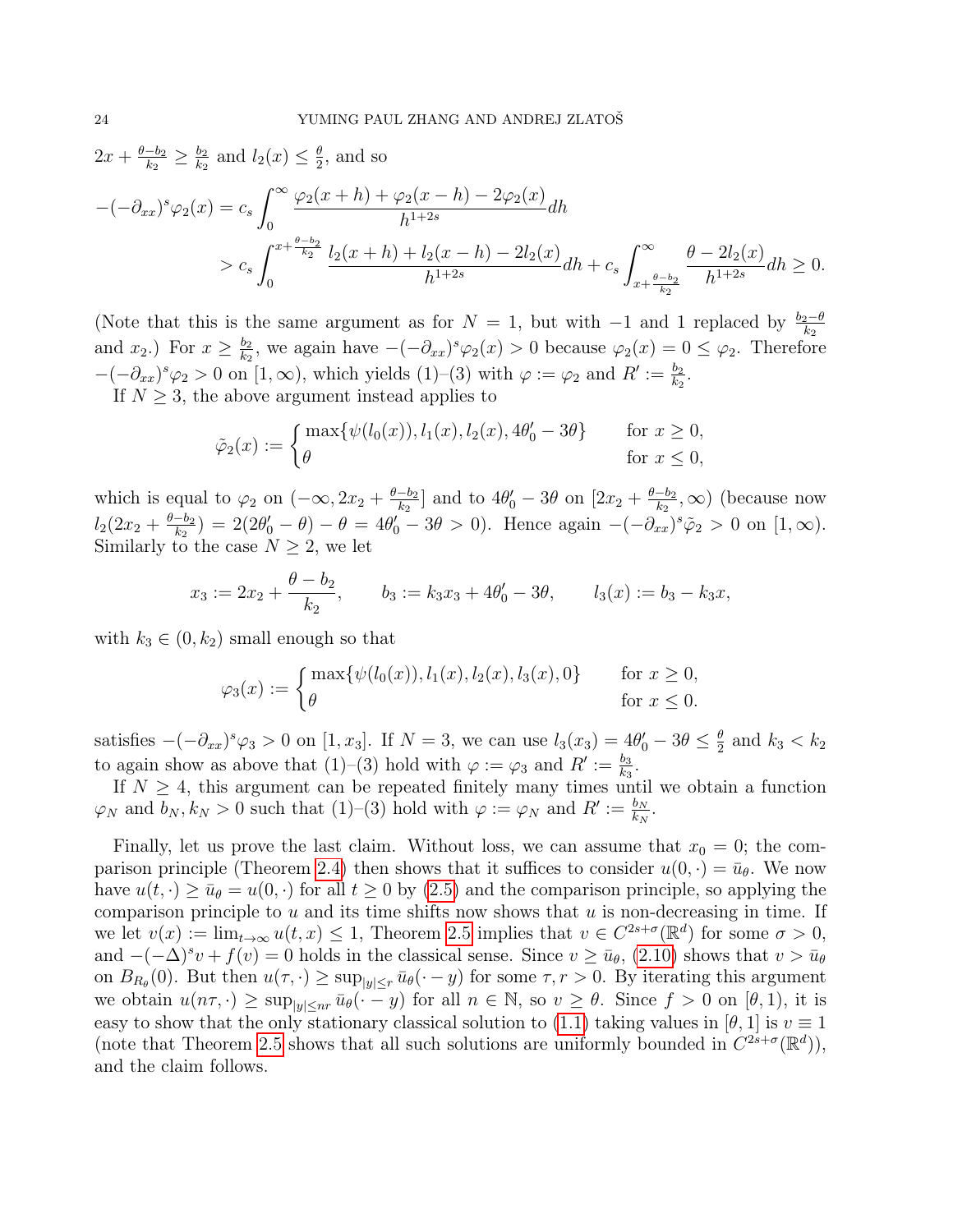$2x + \frac{\theta - b_2}{k_2} \geq \frac{b_2}{k_2}$ and $l_2(x) \leq \frac{\theta}{2}$, and so

$$
\begin{aligned}
-(-\partial_{xx})^s \varphi_2(x) &= c_s \int_0^\infty \frac{\varphi_2(x+h) + \varphi_2(x-h) - 2\varphi_2(x)}{h^{1+2s}} dh \\
&> c_s \int_0^{x + \frac{\theta - b_2}{k_2}} \frac{l_2(x+h) + l_2(x-h) - 2l_2(x)}{h^{1+2s}} dh + c_s \int_{x + \frac{\theta - b_2}{k_2}}^\infty \frac{\theta - 2l_2(x)}{h^{1+2s}} dh \geq 0.
\end{aligned}
$$

(Note that this is the same argument as for $N = 1$, but with $-1$ and $1$ replaced by $\frac{b_2 - \theta}{k_2}$ and $x_2$.) For $x \geq \frac{b_2}{k_2}$, we again have $-(-\partial_{xx})^s \varphi_2(x) > 0$ because $\varphi_2(x) = 0 \leq \varphi_2$. Therefore $-(-\partial_{xx})^s \varphi_2 > 0$ on $[1, \infty)$, which yields (1)–(3) with $\varphi := \varphi_2$ and $R' := \frac{b_2}{k_2}$.

If $N \geq 3$, the above argument instead applies to

$$
\tilde{\varphi}_2(x) := \begin{cases} \max\{\psi(l_0(x)), l_1(x), l_2(x), 4\theta_0' - 3\theta\} & \text{for } x \geq 0, \\ \theta & \text{for } x \leq 0, \end{cases}
$$

which is equal to $\varphi_2$ on $(-\infty, 2x_2 + \frac{\theta - b_2}{k_2}]$ and to $4\theta_0' - 3\theta$ on $[2x_2 + \frac{\theta - b_2}{k_2}, \infty)$ (because now $l_2(2x_2 + \frac{\theta - b_2}{k_2}) = 2(2\theta_0' - \theta) - \theta = 4\theta_0' - 3\theta > 0$). Hence again $-(-\partial_{xx})^s \tilde{\varphi}_2 > 0$ on $[1, \infty)$. Similarly to the case $N \geq 2$, we let

$$
x_3 := 2x_2 + \frac{\theta - b_2}{k_2}, \qquad b_3 := k_3 x_3 + 4\theta_0' - 3\theta, \qquad l_3(x) := b_3 - k_3 x,
$$

with $k_3 \in (0, k_2)$ small enough so that

$$
\varphi_3(x) := \begin{cases} \max\{\psi(l_0(x)), l_1(x), l_2(x), l_3(x), 0\} & \text{for } x \geq 0, \\ \theta & \text{for } x \leq 0. \end{cases}
$$

satisfies $-(-\partial_{xx})^s \varphi_3 > 0$ on $[1, x_3]$. If $N = 3$, we can use $l_3(x_3) = 4\theta_0' - 3\theta \leq \frac{\theta}{2}$ and $k_3 < k_2$ to again show as above that (1)–(3) hold with $\varphi := \varphi_3$ and $R' := \frac{b_3}{k_3}$.

If $N \geq 4$, this argument can be repeated finitely many times until we obtain a function $\varphi_N$ and $b_N, k_N > 0$ such that (1)–(3) hold with $\varphi := \varphi_N$ and $R' := \frac{b_N}{k_N}$.

Finally, let us prove the last claim. Without loss, we can assume that $x_0 = 0$; the comparison principle (Theorem 2.4) then shows that it suffices to consider $u(0, \cdot) = \bar{u}_\theta$. We now have $u(t, \cdot) \geq \bar{u}_\theta = u(0, \cdot)$ for all $t \geq 0$ by (2.5) and the comparison principle, so applying the comparison principle to $u$ and its time shifts now shows that $u$ is non-decreasing in time. If we let $v(x) := \lim_{t \to \infty} u(t, x) \leq 1$, Theorem 2.5 implies that $v \in C^{2s+\sigma}(\mathbb{R}^d)$ for some $\sigma > 0$, and $-(-\Delta)^s v + f(v) = 0$ holds in the classical sense. Since $v \geq \bar{u}_\theta$, (2.10) shows that $v > \bar{u}_\theta$ on $B_{R_\theta}(0)$. But then $u(\tau, \cdot) \geq \sup_{|y| \leq r} \bar{u}_\theta(\cdot - y)$ for some $\tau, r > 0$. By iterating this argument we obtain $u(n\tau, \cdot) \geq \sup_{|y| \leq nr} \bar{u}_\theta(\cdot - y)$ for all $n \in \mathbb{N}$, so $v \geq \theta$. Since $f > 0$ on $[\theta, 1)$, it is easy to show that the only stationary classical solution to (1.1) taking values in $[\theta, 1]$ is $v \equiv 1$ (note that Theorem 2.5 shows that all such solutions are uniformly bounded in $C^{2s+\sigma}(\mathbb{R}^d)$), and the claim follows.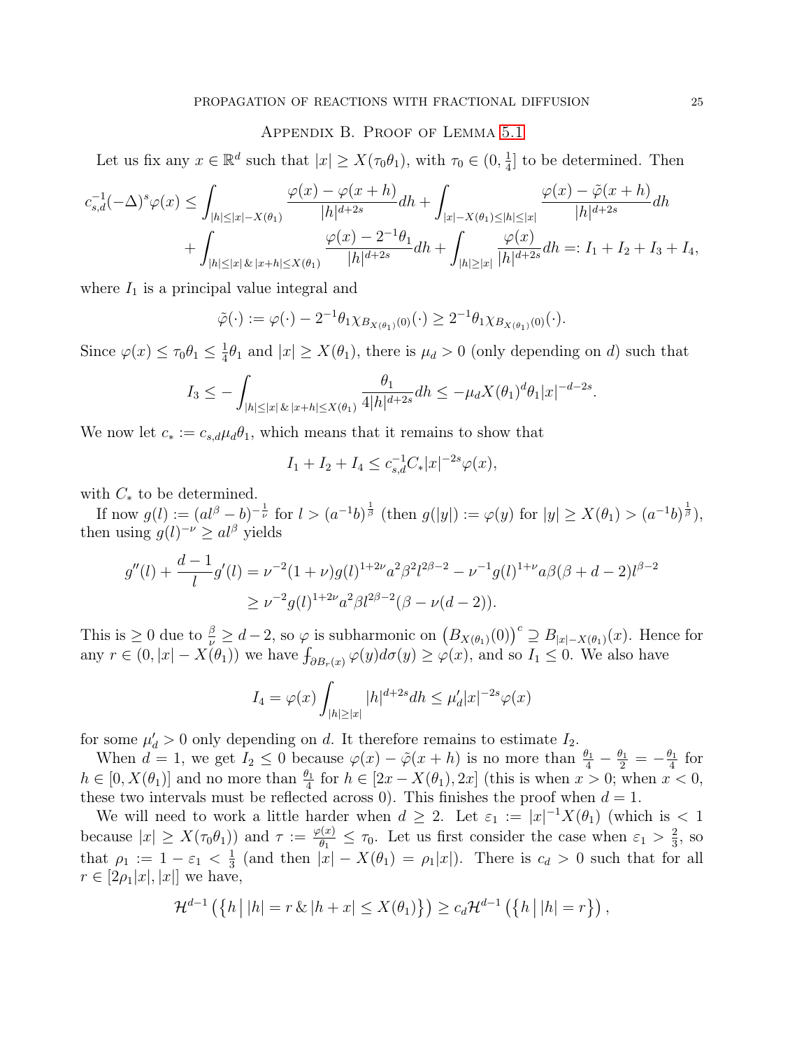## Appendix B. Proof of Lemma 5.1

Let us fix any $x \in \mathbb{R}^d$ such that $|x| \geq X(\tau_0\theta_1)$, with $\tau_0 \in (0, \frac{1}{4}]$ to be determined. Then

$$
\begin{aligned}
c_{s,d}^{-1}(-\Delta)^s\varphi(x) \leq & \int_{|h|\leq|x|-X(\theta_1)} \frac{\varphi(x)-\varphi(x+h)}{|h|^{d+2s}}dh + \int_{|x|-X(\theta_1)\leq|h|\leq|x|} \frac{\varphi(x)-\tilde{\varphi}(x+h)}{|h|^{d+2s}}dh \\
& + \int_{|h|\leq|x|\,\&\,|x+h|\leq X(\theta_1)} \frac{\varphi(x)-2^{-1}\theta_1}{|h|^{d+2s}}dh + \int_{|h|\geq|x|} \frac{\varphi(x)}{|h|^{d+2s}}dh =: I_1+I_2+I_3+I_4,
\end{aligned}
$$

where $I_1$ is a principal value integral and

$$
\tilde{\varphi}(\cdot) := \varphi(\cdot) - 2^{-1}\theta_1\chi_{B_{X(\theta_1)}(0)}(\cdot) \geq 2^{-1}\theta_1\chi_{B_{X(\theta_1)}(0)}(\cdot).
$$

Since $\varphi(x) \leq \tau_0\theta_1 \leq \frac{1}{4}\theta_1$ and $|x| \geq X(\theta_1)$, there is $\mu_d > 0$ (only depending on $d$) such that

$$
I_3 \leq -\int_{|h|\leq|x|\,\&\,|x+h|\leq X(\theta_1)} \frac{\theta_1}{4|h|^{d+2s}}dh \leq -\mu_d X(\theta_1)^d\theta_1|x|^{-d-2s}.
$$

We now let $c_* := c_{s,d}\mu_d\theta_1$, which means that it remains to show that

$$
I_1 + I_2 + I_4 \leq c_{s,d}^{-1}C_*|x|^{-2s}\varphi(x),
$$

with $C_*$ to be determined.

If now $g(l) := (al^\beta - b)^{-\frac{1}{\nu}}$ for $l > (a^{-1}b)^{\frac{1}{\beta}}$ (then $g(|y|) := \varphi(y)$ for $|y| \geq X(\theta_1) > (a^{-1}b)^{\frac{1}{\beta}}$), then using $g(l)^{-\nu} \geq al^\beta$ yields

$$
\begin{aligned}
g''(l) + \frac{d-1}{l}g'(l) &= \nu^{-2}(1+\nu)g(l)^{1+2\nu}a^2\beta^2 l^{2\beta-2} - \nu^{-1}g(l)^{1+\nu}a\beta(\beta+d-2)l^{\beta-2} \\
&\geq \nu^{-2}g(l)^{1+2\nu}a^2\beta l^{2\beta-2}(\beta - \nu(d-2)).
\end{aligned}
$$

This is $\geq 0$ due to $\frac{\beta}{\nu} \geq d-2$, so $\varphi$ is subharmonic on $\left(B_{X(\theta_1)}(0)\right)^c \supseteq B_{|x|-X(\theta_1)}(x)$. Hence for any $r \in (0, |x| - X(\theta_1))$ we have $\fint_{\partial B_r(x)} \varphi(y)d\sigma(y) \geq \varphi(x)$, and so $I_1 \leq 0$. We also have

$$
I_4 = \varphi(x)\int_{|h|\geq|x|} |h|^{d+2s}dh \leq \mu_d'|x|^{-2s}\varphi(x)
$$

for some $\mu_d' > 0$ only depending on $d$. It therefore remains to estimate $I_2$.

When $d = 1$, we get $I_2 \leq 0$ because $\varphi(x) - \tilde{\varphi}(x+h)$ is no more than $\frac{\theta_1}{4} - \frac{\theta_1}{2} = -\frac{\theta_1}{4}$ for $h \in [0, X(\theta_1)]$ and no more than $\frac{\theta_1}{4}$ for $h \in [2x - X(\theta_1), 2x]$ (this is when $x > 0$; when $x < 0$, these two intervals must be reflected across 0). This finishes the proof when $d = 1$.

We will need to work a little harder when $d \geq 2$. Let $\varepsilon_1 := |x|^{-1}X(\theta_1)$ (which is $< 1$ because $|x| \geq X(\tau_0\theta_1)$) and $\tau := \frac{\varphi(x)}{\theta_1} \leq \tau_0$. Let us first consider the case when $\varepsilon_1 > \frac{2}{3}$, so that $\rho_1 := 1 - \varepsilon_1 < \frac{1}{3}$ (and then $|x| - X(\theta_1) = \rho_1|x|$). There is $c_d > 0$ such that for all $r \in [2\rho_1|x|, |x|]$ we have,

$$
\mathcal{H}^{d-1}\left(\left\{h\,\middle|\,|h| = r\,\&\,|h+x| \leq X(\theta_1)\right\}\right) \geq c_d\mathcal{H}^{d-1}\left(\left\{h\,\middle|\,|h| = r\right\}\right),
$$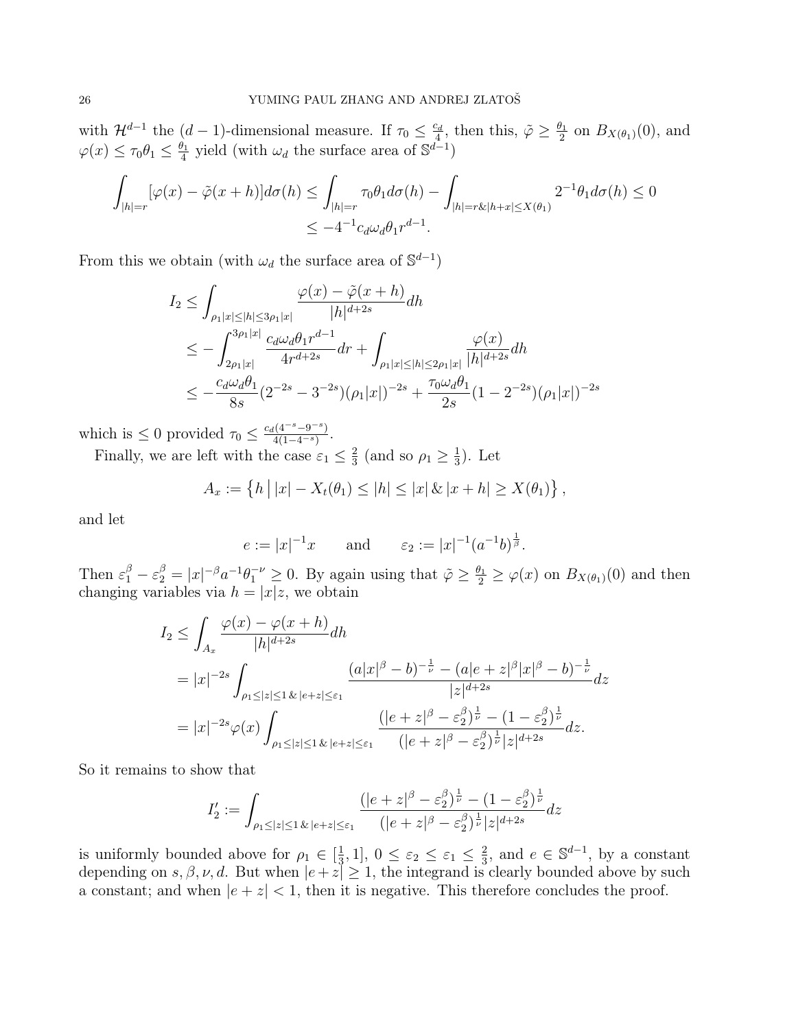with $\mathcal{H}^{d-1}$ the $(d-1)$-dimensional measure. If $\tau_0 \le \frac{c_d}{4}$, then this, $\tilde\varphi \ge \frac{\theta_1}{2}$ on $B_{X(\theta_1)}(0)$, and $\varphi(x) \le \tau_0\theta_1 \le \frac{\theta_1}{4}$ yield (with $\omega_d$ the surface area of $\mathbb{S}^{d-1}$)

$$
\begin{aligned}
\int_{|h|=r} [\varphi(x) - \tilde\varphi(x+h)] d\sigma(h) \le \int_{|h|=r} \tau_0\theta_1 d\sigma(h) - \int_{|h|=r \,\&\, |h+x|\le X(\theta_1)} 2^{-1}\theta_1 d\sigma(h) \le 0 \\
\le -4^{-1} c_d \omega_d \theta_1 r^{d-1}.
\end{aligned}
$$

From this we obtain (with $\omega_d$ the surface area of $\mathbb{S}^{d-1}$)

$$
\begin{aligned}
I_2 &\le \int_{\rho_1|x|\le|h|\le 3\rho_1|x|} \frac{\varphi(x) - \tilde\varphi(x+h)}{|h|^{d+2s}} dh \\
&\le -\int_{2\rho_1|x|}^{3\rho_1|x|} \frac{c_d\omega_d\theta_1 r^{d-1}}{4r^{d+2s}} dr + \int_{\rho_1|x|\le|h|\le 2\rho_1|x|} \frac{\varphi(x)}{|h|^{d+2s}} dh \\
&\le -\frac{c_d\omega_d\theta_1}{8s}(2^{-2s} - 3^{-2s})(\rho_1|x|)^{-2s} + \frac{\tau_0\omega_d\theta_1}{2s}(1-2^{-2s})(\rho_1|x|)^{-2s}
\end{aligned}
$$

which is $\le 0$ provided $\tau_0 \le \frac{c_d(4^{-s}-9^{-s})}{4(1-4^{-s})}$.

Finally, we are left with the case $\varepsilon_1 \le \frac{2}{3}$ (and so $\rho_1 \ge \frac{1}{3}$). Let

$$
A_x := \left\{ h \,\middle|\, |x| - X_t(\theta_1) \le |h| \le |x| \,\&\, |x+h| \ge X(\theta_1) \right\},
$$

and let

$$
e := |x|^{-1}x \qquad \text{and} \qquad \varepsilon_2 := |x|^{-1}(a^{-1}b)^{\frac{1}{\beta}}.
$$

Then $\varepsilon_1^\beta - \varepsilon_2^\beta = |x|^{-\beta}a^{-1}\theta_1^{-\nu} \ge 0$. By again using that $\tilde\varphi \ge \frac{\theta_1}{2} \ge \varphi(x)$ on $B_{X(\theta_1)}(0)$ and then changing variables via $h = |x|z$, we obtain

$$
\begin{aligned}
I_2 &\le \int_{A_x} \frac{\varphi(x) - \varphi(x+h)}{|h|^{d+2s}} dh \\
&= |x|^{-2s} \int_{\rho_1\le|z|\le 1 \,\&\, |e+z|\le\varepsilon_1} \frac{(a|x|^\beta - b)^{-\frac{1}{\nu}} - (a|e+z|^\beta|x|^\beta - b)^{-\frac{1}{\nu}}}{|z|^{d+2s}} dz \\
&= |x|^{-2s}\varphi(x) \int_{\rho_1\le|z|\le 1 \,\&\, |e+z|\le\varepsilon_1} \frac{(|e+z|^\beta - \varepsilon_2^\beta)^{\frac{1}{\nu}} - (1-\varepsilon_2^\beta)^{\frac{1}{\nu}}}{(|e+z|^\beta - \varepsilon_2^\beta)^{\frac{1}{\nu}}|z|^{d+2s}} dz.
\end{aligned}
$$

So it remains to show that

$$
I_2' := \int_{\rho_1\le|z|\le 1 \,\&\, |e+z|\le\varepsilon_1} \frac{(|e+z|^\beta - \varepsilon_2^\beta)^{\frac{1}{\nu}} - (1-\varepsilon_2^\beta)^{\frac{1}{\nu}}}{(|e+z|^\beta - \varepsilon_2^\beta)^{\frac{1}{\nu}}|z|^{d+2s}} dz
$$

is uniformly bounded above for $\rho_1 \in [\frac{1}{3}, 1]$, $0 \le \varepsilon_2 \le \varepsilon_1 \le \frac{2}{3}$, and $e \in \mathbb{S}^{d-1}$, by a constant depending on $s, \beta, \nu, d$. But when $|e+z| \ge 1$, the integrand is clearly bounded above by such a constant; and when $|e+z| < 1$, then it is negative. This therefore concludes the proof.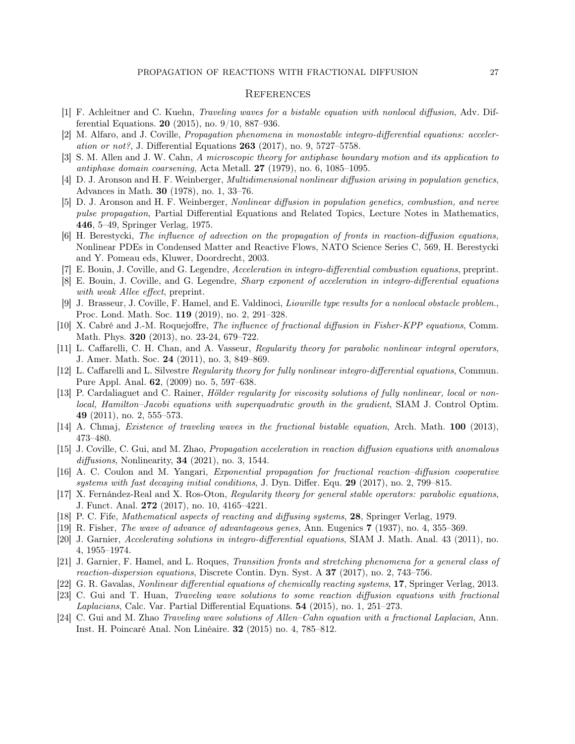## References

[1] F. Achleitner and C. Kuehn, *Traveling waves for a bistable equation with nonlocal diffusion*, Adv. Differential Equations. **20** (2015), no. 9/10, 887–936.

[2] M. Alfaro, and J. Coville, *Propagation phenomena in monostable integro-differential equations: acceleration or not?*, J. Differential Equations **263** (2017), no. 9, 5727–5758.

[3] S. M. Allen and J. W. Cahn, *A microscopic theory for antiphase boundary motion and its application to antiphase domain coarsening*, Acta Metall. **27** (1979), no. 6, 1085–1095.

[4] D. J. Aronson and H. F. Weinberger, *Multidimensional nonlinear diffusion arising in population genetics*, Advances in Math. **30** (1978), no. 1, 33–76.

[5] D. J. Aronson and H. F. Weinberger, *Nonlinear diffusion in population genetics, combustion, and nerve pulse propagation*, Partial Differential Equations and Related Topics, Lecture Notes in Mathematics, **446**, 5–49, Springer Verlag, 1975.

[6] H. Berestycki, *The influence of advection on the propagation of fronts in reaction-diffusion equations,* Nonlinear PDEs in Condensed Matter and Reactive Flows, NATO Science Series C, 569, H. Berestycki and Y. Pomeau eds, Kluwer, Doordrecht, 2003.

[7] E. Bouin, J. Coville, and G. Legendre, *Acceleration in integro-differential combustion equations*, preprint.

[8] E. Bouin, J. Coville, and G. Legendre, *Sharp exponent of acceleration in integro-differential equations with weak Allee effect*, preprint.

[9] J. Brasseur, J. Coville, F. Hamel, and E. Valdinoci, *Liouville type results for a nonlocal obstacle problem.*, Proc. Lond. Math. Soc. **119** (2019), no. 2, 291–328.

[10] X. Cabré and J.-M. Roquejoffre, *The influence of fractional diffusion in Fisher-KPP equations*, Comm. Math. Phys. **320** (2013), no. 23-24, 679–722.

[11] L. Caffarelli, C. H. Chan, and A. Vasseur, *Regularity theory for parabolic nonlinear integral operators*, J. Amer. Math. Soc. **24** (2011), no. 3, 849–869.

[12] L. Caffarelli and L. Silvestre *Regularity theory for fully nonlinear integro-differential equations*, Commun. Pure Appl. Anal. **62**, (2009) no. 5, 597–638.

[13] P. Cardaliaguet and C. Rainer, *Hölder regularity for viscosity solutions of fully nonlinear, local or nonlocal, Hamilton–Jacobi equations with superquadratic growth in the gradient*, SIAM J. Control Optim. **49** (2011), no. 2, 555–573.

[14] A. Chmaj, *Existence of traveling waves in the fractional bistable equation*, Arch. Math. **100** (2013), 473–480.

[15] J. Coville, C. Gui, and M. Zhao, *Propagation acceleration in reaction diffusion equations with anomalous diffusions*, Nonlinearity, **34** (2021), no. 3, 1544.

[16] A. C. Coulon and M. Yangari, *Exponential propagation for fractional reaction–diffusion cooperative systems with fast decaying initial conditions*, J. Dyn. Differ. Equ. **29** (2017), no. 2, 799–815.

[17] X. Fernández-Real and X. Ros-Oton, *Regularity theory for general stable operators: parabolic equations*, J. Funct. Anal. **272** (2017), no. 10, 4165–4221.

[18] P. C. Fife, *Mathematical aspects of reacting and diffusing systems*, **28**, Springer Verlag, 1979.

[19] R. Fisher, *The wave of advance of advantageous genes,* Ann. Eugenics **7** (1937), no. 4, 355–369.

[20] J. Garnier, *Accelerating solutions in integro-differential equations*, SIAM J. Math. Anal. 43 (2011), no. 4, 1955–1974.

[21] J. Garnier, F. Hamel, and L. Roques, *Transition fronts and stretching phenomena for a general class of reaction-dispersion equations*, Discrete Contin. Dyn. Syst. A **37** (2017), no. 2, 743–756.

[22] G. R. Gavalas, *Nonlinear differential equations of chemically reacting systems*, **17**, Springer Verlag, 2013.

[23] C. Gui and T. Huan, *Traveling wave solutions to some reaction diffusion equations with fractional Laplacians*, Calc. Var. Partial Differential Equations. **54** (2015), no. 1, 251–273.

[24] C. Gui and M. Zhao *Traveling wave solutions of Allen–Cahn equation with a fractional Laplacian*, Ann. Inst. H. Poincaré Anal. Non Linéaire. **32** (2015) no. 4, 785–812.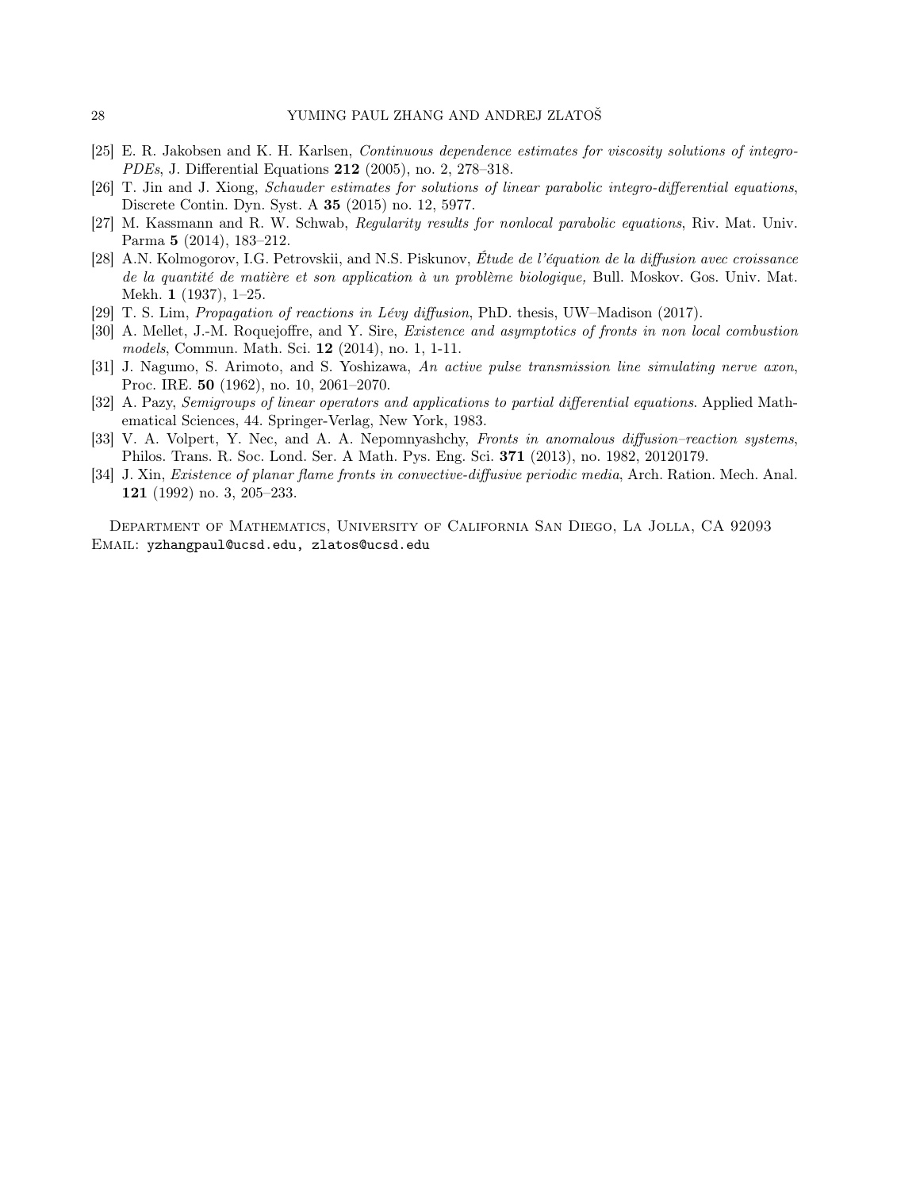[25] E. R. Jakobsen and K. H. Karlsen, *Continuous dependence estimates for viscosity solutions of integro-PDEs*, J. Differential Equations **212** (2005), no. 2, 278–318.

[26] T. Jin and J. Xiong, *Schauder estimates for solutions of linear parabolic integro-differential equations*, Discrete Contin. Dyn. Syst. A **35** (2015) no. 12, 5977.

[27] M. Kassmann and R. W. Schwab, *Regularity results for nonlocal parabolic equations*, Riv. Mat. Univ. Parma **5** (2014), 183–212.

[28] A.N. Kolmogorov, I.G. Petrovskii, and N.S. Piskunov, *Étude de l'équation de la diffusion avec croissance de la quantité de matière et son application à un problème biologique,* Bull. Moskov. Gos. Univ. Mat. Mekh. **1** (1937), 1–25.

[29] T. S. Lim, *Propagation of reactions in Lévy diffusion*, PhD. thesis, UW–Madison (2017).

[30] A. Mellet, J.-M. Roquejoffre, and Y. Sire, *Existence and asymptotics of fronts in non local combustion models*, Commun. Math. Sci. **12** (2014), no. 1, 1-11.

[31] J. Nagumo, S. Arimoto, and S. Yoshizawa, *An active pulse transmission line simulating nerve axon*, Proc. IRE. **50** (1962), no. 10, 2061–2070.

[32] A. Pazy, *Semigroups of linear operators and applications to partial differential equations*. Applied Mathematical Sciences, 44. Springer-Verlag, New York, 1983.

[33] V. A. Volpert, Y. Nec, and A. A. Nepomnyashchy, *Fronts in anomalous diffusion–reaction systems*, Philos. Trans. R. Soc. Lond. Ser. A Math. Pys. Eng. Sci. **371** (2013), no. 1982, 20120179.

[34] J. Xin, *Existence of planar flame fronts in convective-diffusive periodic media*, Arch. Ration. Mech. Anal. **121** (1992) no. 3, 205–233.

Department of Mathematics, University of California San Diego, La Jolla, CA 92093
Email: `yzhangpaul@ucsd.edu, zlatos@ucsd.edu`